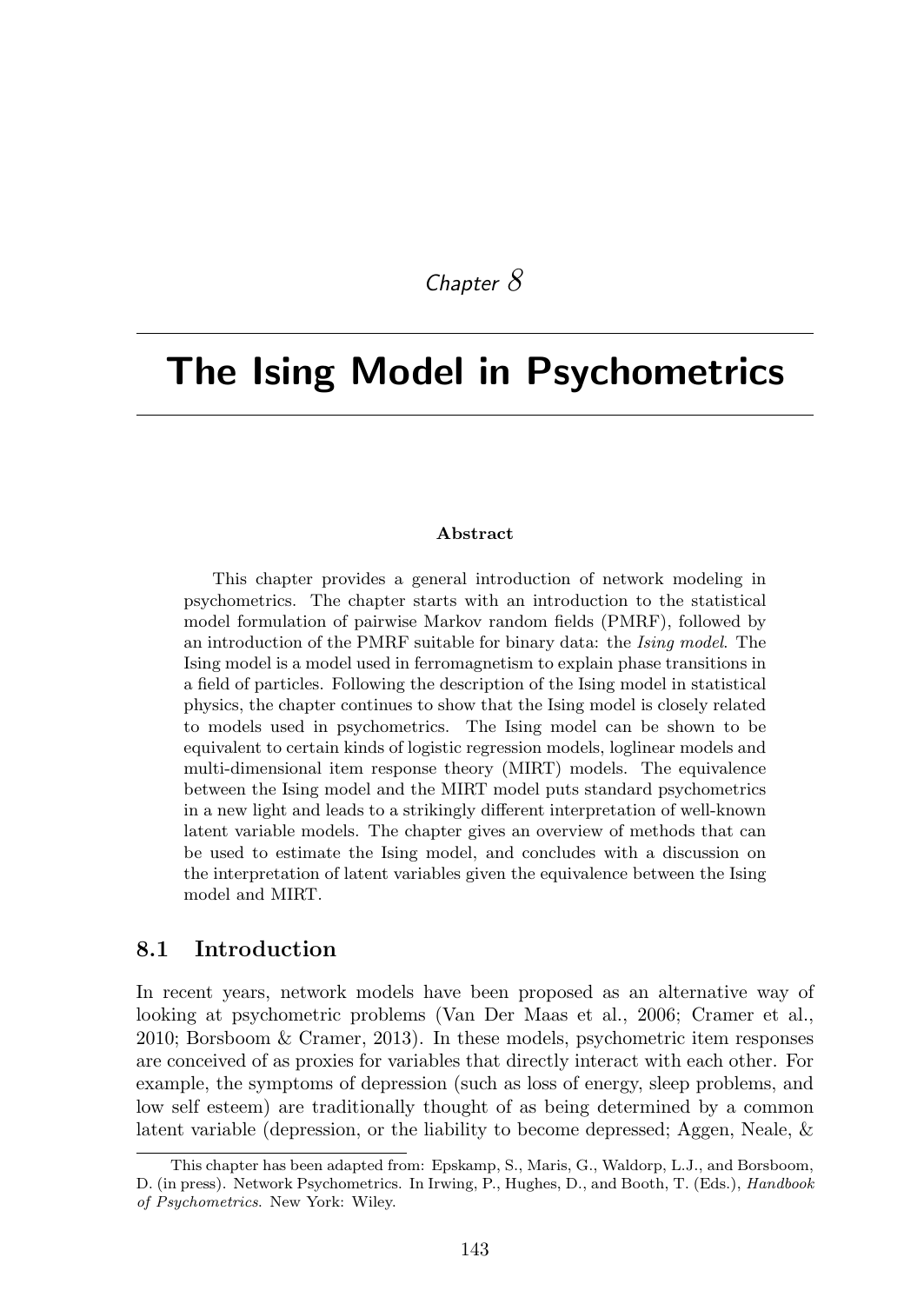*Chapter 8*

# The Ising Model in Psychometrics

**Abstract**

This chapter provides a general introduction of network modeling in psychometrics. The chapter starts with an introduction to the statistical model formulation of pairwise Markov random fields (PMRF), followed by an introduction of the PMRF suitable for binary data: the *Ising model*. The Ising model is a model used in ferromagnetism to explain phase transitions in a field of particles. Following the description of the Ising model in statistical physics, the chapter continues to show that the Ising model is closely related to models used in psychometrics. The Ising model can be shown to be equivalent to certain kinds of logistic regression models, loglinear models and multi-dimensional item response theory (MIRT) models. The equivalence between the Ising model and the MIRT model puts standard psychometrics in a new light and leads to a strikingly different interpretation of well-known latent variable models. The chapter gives an overview of methods that can be used to estimate the Ising model, and concludes with a discussion on the interpretation of latent variables given the equivalence between the Ising model and MIRT.

## 8.1 Introduction

In recent years, network models have been proposed as an alternative way of looking at psychometric problems (Van Der Maas et al., 2006; Cramer et al., 2010; Borsboom & Cramer, 2013). In these models, psychometric item responses are conceived of as proxies for variables that directly interact with each other. For example, the symptoms of depression (such as loss of energy, sleep problems, and low self esteem) are traditionally thought of as being determined by a common latent variable (depression, or the liability to become depressed; Aggen, Neale, &

---

This chapter has been adapted from: Epskamp, S., Maris, G., Waldorp, L.J., and Borsboom, D. (in press). Network Psychometrics. In Irwing, P., Hughes, D., and Booth, T. (Eds.), *Handbook of Psychometrics*. New York: Wiley.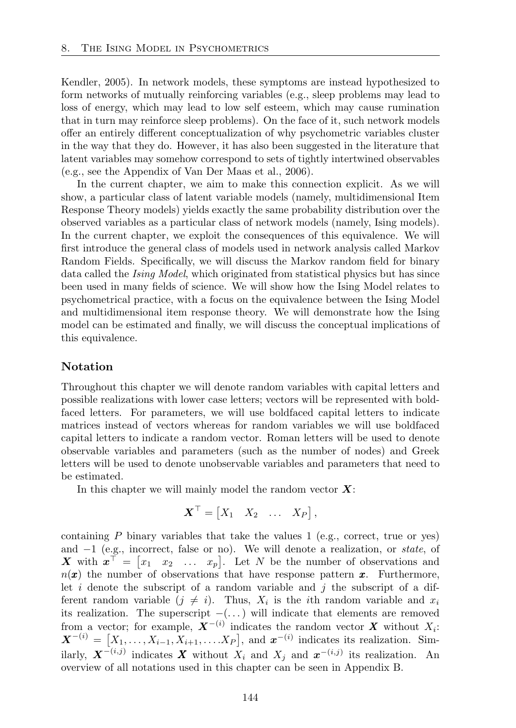Kendler, 2005). In network models, these symptoms are instead hypothesized to form networks of mutually reinforcing variables (e.g., sleep problems may lead to loss of energy, which may lead to low self esteem, which may cause rumination that in turn may reinforce sleep problems). On the face of it, such network models offer an entirely different conceptualization of why psychometric variables cluster in the way that they do. However, it has also been suggested in the literature that latent variables may somehow correspond to sets of tightly intertwined observables (e.g., see the Appendix of Van Der Maas et al., 2006).

In the current chapter, we aim to make this connection explicit. As we will show, a particular class of latent variable models (namely, multidimensional Item Response Theory models) yields exactly the same probability distribution over the observed variables as a particular class of network models (namely, Ising models). In the current chapter, we exploit the consequences of this equivalence. We will first introduce the general class of models used in network analysis called Markov Random Fields. Specifically, we will discuss the Markov random field for binary data called the *Ising Model*, which originated from statistical physics but has since been used in many fields of science. We will show how the Ising Model relates to psychometrical practice, with a focus on the equivalence between the Ising Model and multidimensional item response theory. We will demonstrate how the Ising model can be estimated and finally, we will discuss the conceptual implications of this equivalence.

## Notation

Throughout this chapter we will denote random variables with capital letters and possible realizations with lower case letters; vectors will be represented with boldfaced letters. For parameters, we will use boldfaced capital letters to indicate matrices instead of vectors whereas for random variables we will use boldfaced capital letters to indicate a random vector. Roman letters will be used to denote observable variables and parameters (such as the number of nodes) and Greek letters will be used to denote unobservable variables and parameters that need to be estimated.

In this chapter we will mainly model the random vector $\boldsymbol{X}$:

$$\boldsymbol{X}^\top = \begin{bmatrix} X_1 & X_2 & \dots & X_P \end{bmatrix},$$

containing $P$ binary variables that take the values 1 (e.g., correct, true or yes) and $-1$ (e.g., incorrect, false or no). We will denote a realization, or *state*, of $\boldsymbol{X}$ with $\boldsymbol{x}^\top = \begin{bmatrix} x_1 & x_2 & \dots & x_p \end{bmatrix}$. Let $N$ be the number of observations and $n(\boldsymbol{x})$ the number of observations that have response pattern $\boldsymbol{x}$. Furthermore, let $i$ denote the subscript of a random variable and $j$ the subscript of a different random variable ($j \neq i$). Thus, $X_i$ is the $i$th random variable and $x_i$ its realization. The superscript $-(\dots)$ will indicate that elements are removed from a vector; for example, $\boldsymbol{X}^{-(i)}$ indicates the random vector $\boldsymbol{X}$ without $X_i$: $\boldsymbol{X}^{-(i)} = \begin{bmatrix} X_1, \dots, X_{i-1}, X_{i+1}, \dots X_P \end{bmatrix}$, and $\boldsymbol{x}^{-(i)}$ indicates its realization. Similarly, $\boldsymbol{X}^{-(i,j)}$ indicates $\boldsymbol{X}$ without $X_i$ and $X_j$ and $\boldsymbol{x}^{-(i,j)}$ its realization. An overview of all notations used in this chapter can be seen in Appendix B.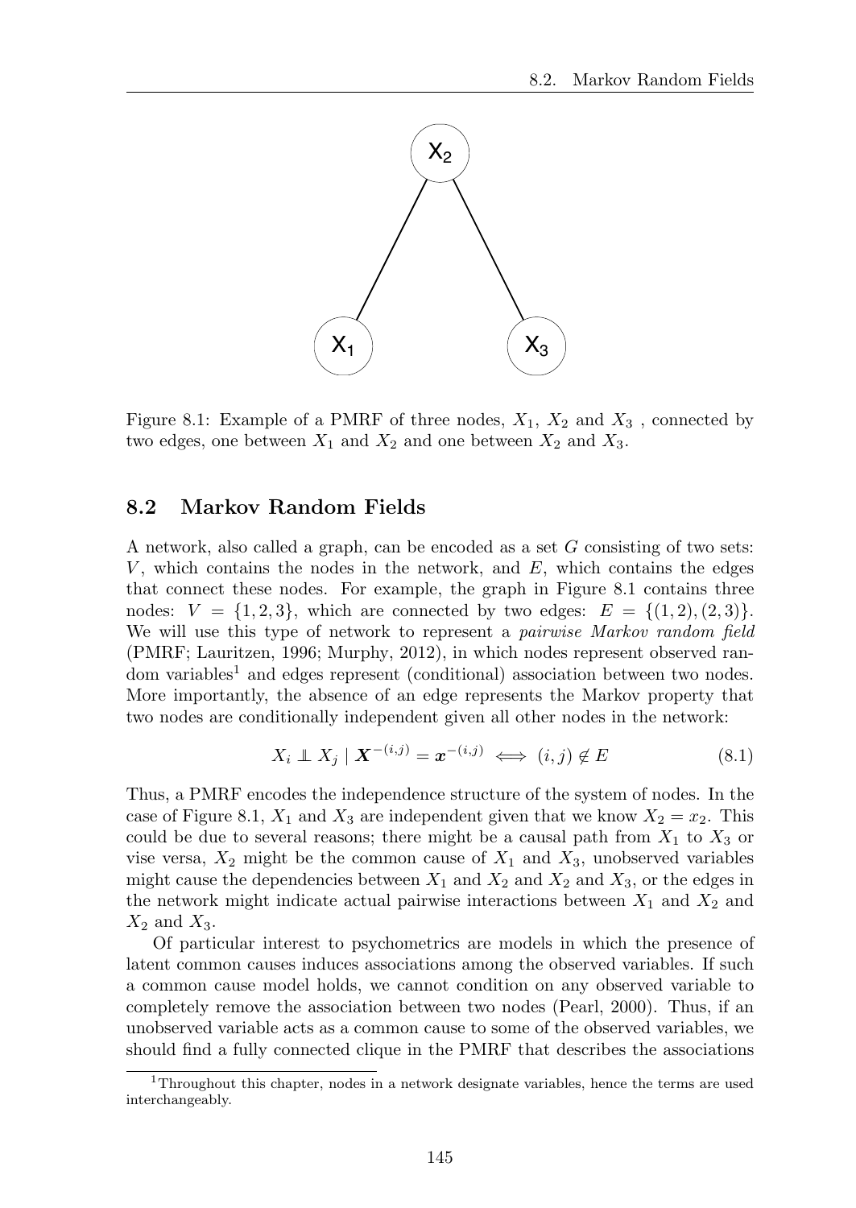Figure 8.1: Example of a PMRF of three nodes, $X_1$, $X_2$ and $X_3$ , connected by two edges, one between $X_1$ and $X_2$ and one between $X_2$ and $X_3$.

## 8.2 Markov Random Fields

A network, also called a graph, can be encoded as a set $G$ consisting of two sets: $V$, which contains the nodes in the network, and $E$, which contains the edges that connect these nodes. For example, the graph in Figure 8.1 contains three nodes: $V = \{1, 2, 3\}$, which are connected by two edges: $E = \{(1, 2), (2, 3)\}$. We will use this type of network to represent a *pairwise Markov random field* (PMRF; Lauritzen, 1996; Murphy, 2012), in which nodes represent observed random variables[1] and edges represent (conditional) association between two nodes. More importantly, the absence of an edge represents the Markov property that two nodes are conditionally independent given all other nodes in the network:

$$X_i \perp\!\!\!\perp X_j \mid \boldsymbol{X}^{-(i,j)} = \boldsymbol{x}^{-(i,j)} \iff (i, j) \notin E \tag{8.1}$$

Thus, a PMRF encodes the independence structure of the system of nodes. In the case of Figure 8.1, $X_1$ and $X_3$ are independent given that we know $X_2 = x_2$. This could be due to several reasons; there might be a causal path from $X_1$ to $X_3$ or vise versa, $X_2$ might be the common cause of $X_1$ and $X_3$, unobserved variables might cause the dependencies between $X_1$ and $X_2$ and $X_2$ and $X_3$, or the edges in the network might indicate actual pairwise interactions between $X_1$ and $X_2$ and $X_2$ and $X_3$.

Of particular interest to psychometrics are models in which the presence of latent common causes induces associations among the observed variables. If such a common cause model holds, we cannot condition on any observed variable to completely remove the association between two nodes (Pearl, 2000). Thus, if an unobserved variable acts as a common cause to some of the observed variables, we should find a fully connected clique in the PMRF that describes the associations

[1] Throughout this chapter, nodes in a network designate variables, hence the terms are used interchangeably.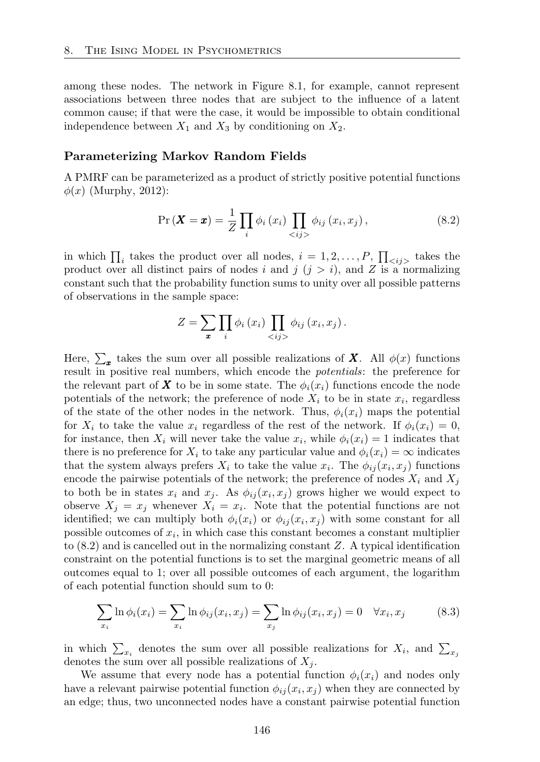among these nodes. The network in Figure 8.1, for example, cannot represent associations between three nodes that are subject to the influence of a latent common cause; if that were the case, it would be impossible to obtain conditional independence between $X_1$ and $X_3$ by conditioning on $X_2$.

### Parameterizing Markov Random Fields

A PMRF can be parameterized as a product of strictly positive potential functions $\phi(x)$ (Murphy, 2012):

$$\Pr\left(\boldsymbol{X} = \boldsymbol{x}\right) = \frac{1}{Z} \prod_i \phi_i\left(x_i\right) \prod_{<ij>} \phi_{ij}\left(x_i, x_j\right), \tag{8.2}$$

in which $\prod_i$ takes the product over all nodes, $i = 1, 2, \ldots, P$, $\prod_{<ij>}$ takes the product over all distinct pairs of nodes $i$ and $j$ $(j > i)$, and $Z$ is a normalizing constant such that the probability function sums to unity over all possible patterns of observations in the sample space:

$$Z = \sum_{\boldsymbol{x}} \prod_i \phi_i\left(x_i\right) \prod_{<ij>} \phi_{ij}\left(x_i, x_j\right).$$

Here, $\sum_{\boldsymbol{x}}$ takes the sum over all possible realizations of $\boldsymbol{X}$. All $\phi(x)$ functions result in positive real numbers, which encode the *potentials*: the preference for the relevant part of $\boldsymbol{X}$ to be in some state. The $\phi_i(x_i)$ functions encode the node potentials of the network; the preference of node $X_i$ to be in state $x_i$, regardless of the state of the other nodes in the network. Thus, $\phi_i(x_i)$ maps the potential for $X_i$ to take the value $x_i$ regardless of the rest of the network. If $\phi_i(x_i) = 0$, for instance, then $X_i$ will never take the value $x_i$, while $\phi_i(x_i) = 1$ indicates that there is no preference for $X_i$ to take any particular value and $\phi_i(x_i) = \infty$ indicates that the system always prefers $X_i$ to take the value $x_i$. The $\phi_{ij}(x_i, x_j)$ functions encode the pairwise potentials of the network; the preference of nodes $X_i$ and $X_j$ to both be in states $x_i$ and $x_j$. As $\phi_{ij}(x_i, x_j)$ grows higher we would expect to observe $X_j = x_j$ whenever $X_i = x_i$. Note that the potential functions are not identified; we can multiply both $\phi_i(x_i)$ or $\phi_{ij}(x_i, x_j)$ with some constant for all possible outcomes of $x_i$, in which case this constant becomes a constant multiplier to (8.2) and is cancelled out in the normalizing constant $Z$. A typical identification constraint on the potential functions is to set the marginal geometric means of all outcomes equal to 1; over all possible outcomes of each argument, the logarithm of each potential function should sum to 0:

$$\sum_{x_i} \ln \phi_i(x_i) = \sum_{x_i} \ln \phi_{ij}(x_i, x_j) = \sum_{x_j} \ln \phi_{ij}(x_i, x_j) = 0 \quad \forall x_i, x_j \tag{8.3}$$

in which $\sum_{x_i}$ denotes the sum over all possible realizations for $X_i$, and $\sum_{x_j}$ denotes the sum over all possible realizations of $X_j$.

We assume that every node has a potential function $\phi_i(x_i)$ and nodes only have a relevant pairwise potential function $\phi_{ij}(x_i, x_j)$ when they are connected by an edge; thus, two unconnected nodes have a constant pairwise potential function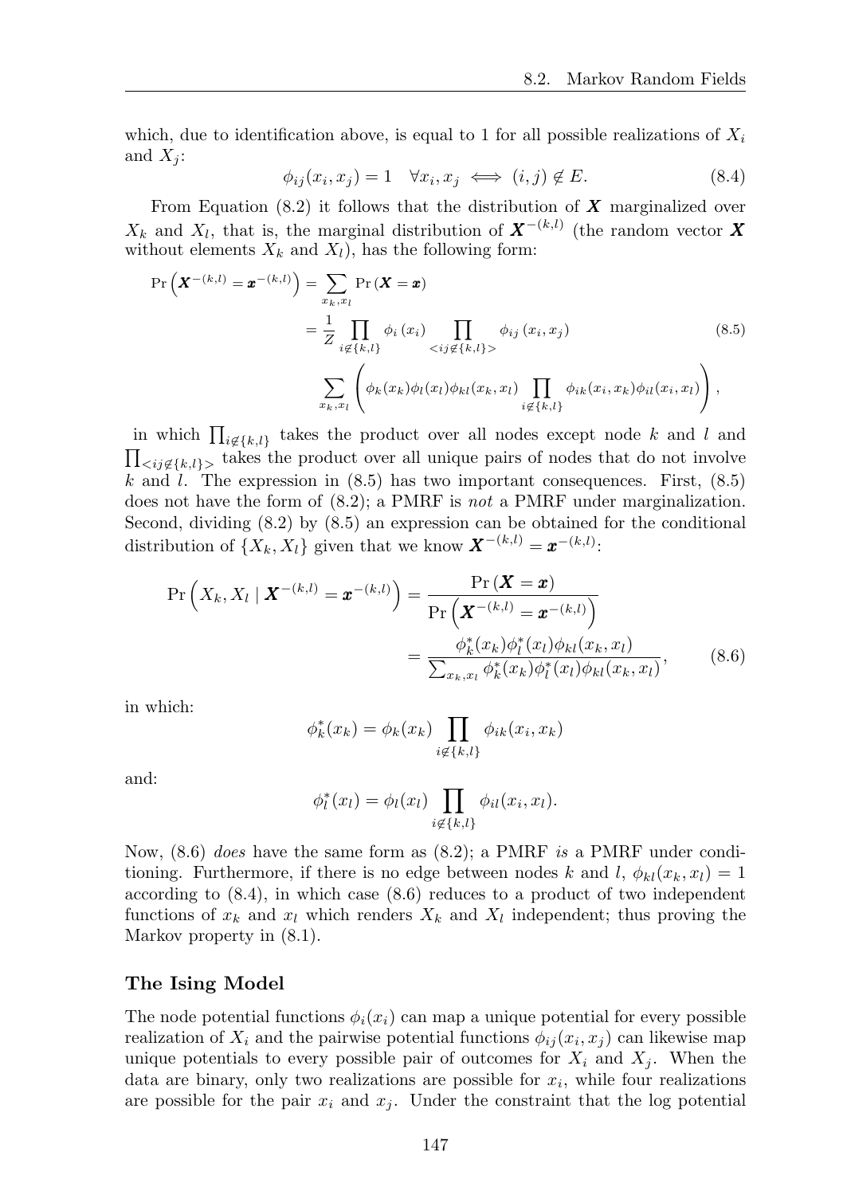which, due to identification above, is equal to 1 for all possible realizations of $X_i$ and $X_j$:

$$\phi_{ij}(x_i, x_j) = 1 \quad \forall x_i, x_j \iff (i,j) \notin E. \tag{8.4}$$

From Equation (8.2) it follows that the distribution of $\boldsymbol{X}$ marginalized over $X_k$ and $X_l$, that is, the marginal distribution of $\boldsymbol{X}^{-(k,l)}$ (the random vector $\boldsymbol{X}$ without elements $X_k$ and $X_l$), has the following form:

$$\begin{aligned}
\Pr\left(\boldsymbol{X}^{-(k,l)} = \boldsymbol{x}^{-(k,l)}\right) &= \sum_{x_k, x_l} \Pr\left(\boldsymbol{X} = \boldsymbol{x}\right) \\
&= \frac{1}{Z} \prod_{i \notin \{k,l\}} \phi_i\left(x_i\right) \prod_{<ij \notin \{k,l\}>} \phi_{ij}\left(x_i, x_j\right) \\
&\quad \sum_{x_k, x_l} \left( \phi_k(x_k)\phi_l(x_l)\phi_{kl}(x_k, x_l) \prod_{i \notin \{k,l\}} \phi_{ik}(x_i, x_k)\phi_{il}(x_i, x_l) \right),
\end{aligned} \tag{8.5}$$

in which $\prod_{i \notin \{k,l\}}$ takes the product over all nodes except node $k$ and $l$ and $\prod_{<ij \notin \{k,l\}>}$ takes the product over all unique pairs of nodes that do not involve $k$ and $l$. The expression in (8.5) has two important consequences. First, (8.5) does not have the form of (8.2); a PMRF is *not* a PMRF under marginalization. Second, dividing (8.2) by (8.5) an expression can be obtained for the conditional distribution of $\{X_k, X_l\}$ given that we know $\boldsymbol{X}^{-(k,l)} = \boldsymbol{x}^{-(k,l)}$:

$$\begin{aligned}
\Pr\left(X_k, X_l \mid \boldsymbol{X}^{-(k,l)} = \boldsymbol{x}^{-(k,l)}\right) &= \frac{\Pr\left(\boldsymbol{X} = \boldsymbol{x}\right)}{\Pr\left(\boldsymbol{X}^{-(k,l)} = \boldsymbol{x}^{-(k,l)}\right)} \\
&= \frac{\phi_k^*(x_k)\phi_l^*(x_l)\phi_{kl}(x_k, x_l)}{\sum_{x_k, x_l} \phi_k^*(x_k)\phi_l^*(x_l)\phi_{kl}(x_k, x_l)},
\end{aligned} \tag{8.6}$$

in which:

$$\phi_k^*(x_k) = \phi_k(x_k) \prod_{i \notin \{k,l\}} \phi_{ik}(x_i, x_k)$$

and:

$$\phi_l^*(x_l) = \phi_l(x_l) \prod_{i \notin \{k,l\}} \phi_{il}(x_i, x_l).$$

Now, (8.6) *does* have the same form as (8.2); a PMRF *is* a PMRF under conditioning. Furthermore, if there is no edge between nodes $k$ and $l$, $\phi_{kl}(x_k, x_l) = 1$ according to (8.4), in which case (8.6) reduces to a product of two independent functions of $x_k$ and $x_l$ which renders $X_k$ and $X_l$ independent; thus proving the Markov property in (8.1).

### The Ising Model

The node potential functions $\phi_i(x_i)$ can map a unique potential for every possible realization of $X_i$ and the pairwise potential functions $\phi_{ij}(x_i, x_j)$ can likewise map unique potentials to every possible pair of outcomes for $X_i$ and $X_j$. When the data are binary, only two realizations are possible for $x_i$, while four realizations are possible for the pair $x_i$ and $x_j$. Under the constraint that the log potential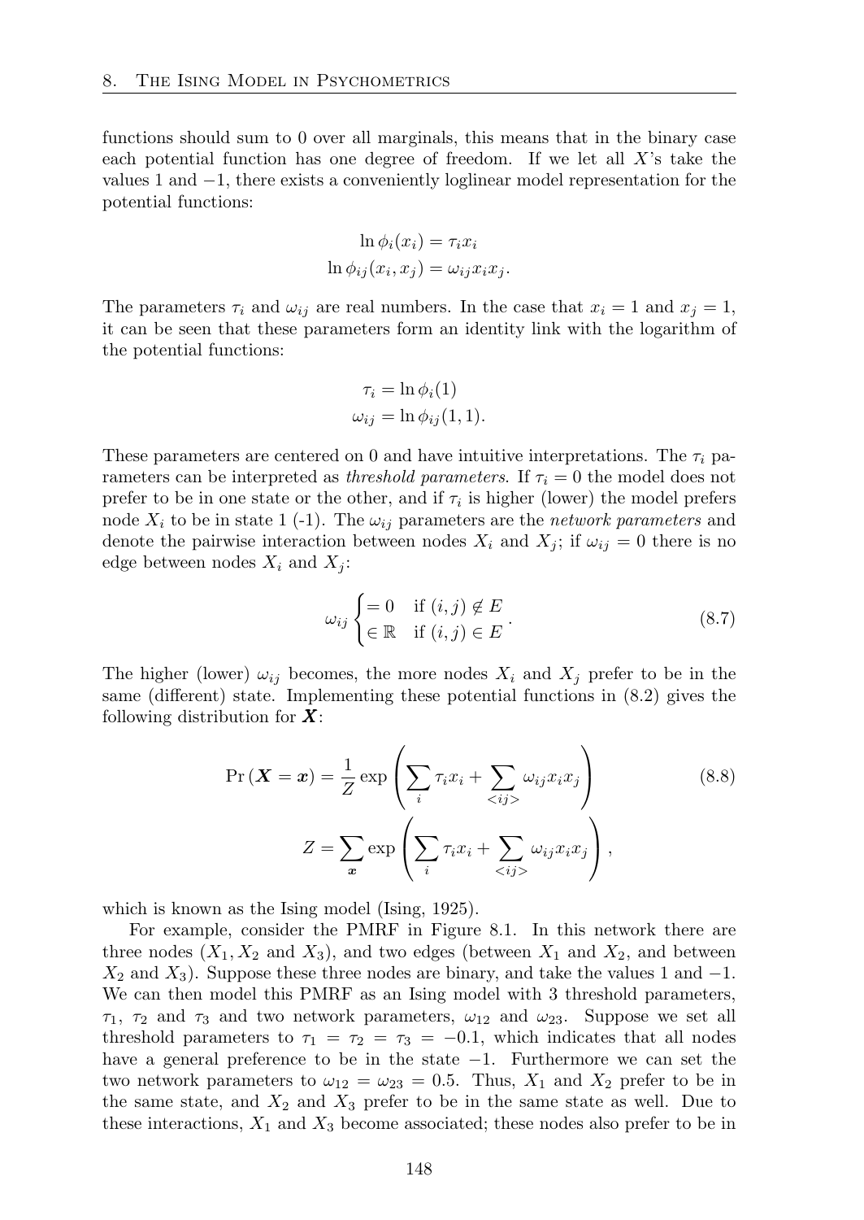functions should sum to 0 over all marginals, this means that in the binary case each potential function has one degree of freedom. If we let all $X$'s take the values 1 and $-1$, there exists a conveniently loglinear model representation for the potential functions:

$$\ln \phi_i(x_i) = \tau_i x_i$$
$$\ln \phi_{ij}(x_i, x_j) = \omega_{ij} x_i x_j.$$

The parameters $\tau_i$ and $\omega_{ij}$ are real numbers. In the case that $x_i = 1$ and $x_j = 1$, it can be seen that these parameters form an identity link with the logarithm of the potential functions:

$$\tau_i = \ln \phi_i(1)$$
$$\omega_{ij} = \ln \phi_{ij}(1, 1).$$

These parameters are centered on 0 and have intuitive interpretations. The $\tau_i$ parameters can be interpreted as *threshold parameters*. If $\tau_i = 0$ the model does not prefer to be in one state or the other, and if $\tau_i$ is higher (lower) the model prefers node $X_i$ to be in state 1 (-1). The $\omega_{ij}$ parameters are the *network parameters* and denote the pairwise interaction between nodes $X_i$ and $X_j$; if $\omega_{ij} = 0$ there is no edge between nodes $X_i$ and $X_j$:

$$\omega_{ij} \begin{cases} = 0 & \text{if } (i,j) \notin E \\ \in \mathbb{R} & \text{if } (i,j) \in E \end{cases}. \tag{8.7}$$

The higher (lower) $\omega_{ij}$ becomes, the more nodes $X_i$ and $X_j$ prefer to be in the same (different) state. Implementing these potential functions in (8.2) gives the following distribution for $\boldsymbol{X}$:

$$\Pr\left(\boldsymbol{X} = \boldsymbol{x}\right) = \frac{1}{Z} \exp\left(\sum_i \tau_i x_i + \sum_{<ij>} \omega_{ij} x_i x_j\right) \tag{8.8}$$
$$Z = \sum_{\boldsymbol{x}} \exp\left(\sum_i \tau_i x_i + \sum_{<ij>} \omega_{ij} x_i x_j\right),$$

which is known as the Ising model (Ising, 1925).

For example, consider the PMRF in Figure 8.1. In this network there are three nodes ($X_1, X_2$ and $X_3$), and two edges (between $X_1$ and $X_2$, and between $X_2$ and $X_3$). Suppose these three nodes are binary, and take the values 1 and $-1$. We can then model this PMRF as an Ising model with 3 threshold parameters, $\tau_1$, $\tau_2$ and $\tau_3$ and two network parameters, $\omega_{12}$ and $\omega_{23}$. Suppose we set all threshold parameters to $\tau_1 = \tau_2 = \tau_3 = -0.1$, which indicates that all nodes have a general preference to be in the state $-1$. Furthermore we can set the two network parameters to $\omega_{12} = \omega_{23} = 0.5$. Thus, $X_1$ and $X_2$ prefer to be in the same state, and $X_2$ and $X_3$ prefer to be in the same state as well. Due to these interactions, $X_1$ and $X_3$ become associated; these nodes also prefer to be in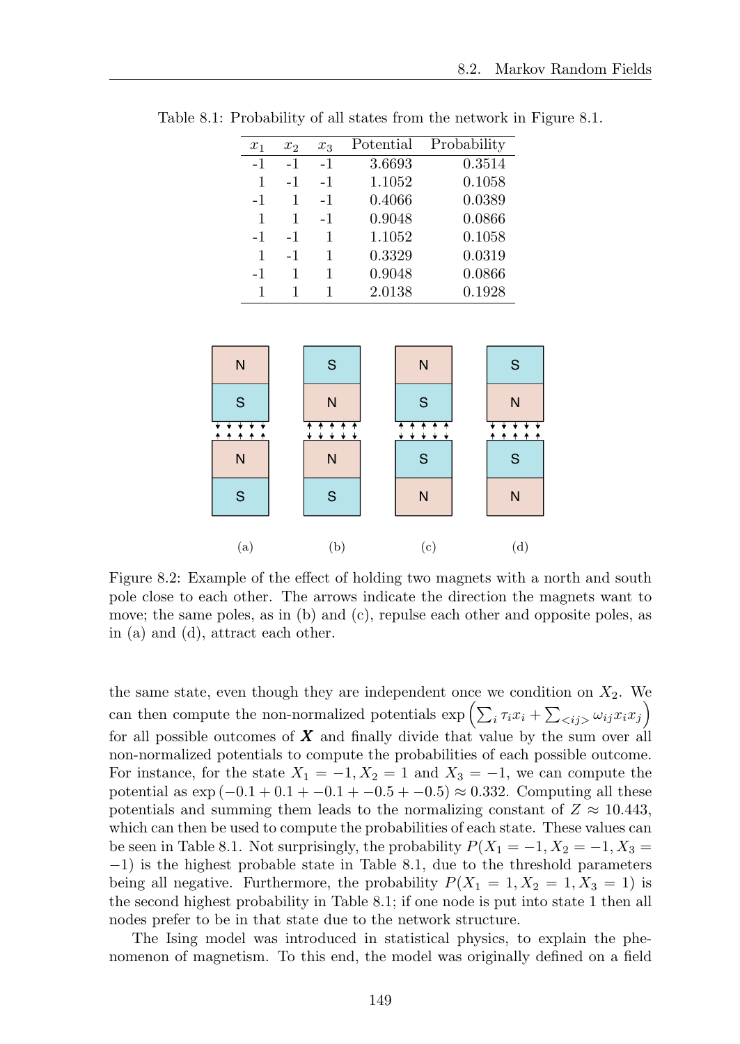Table 8.1: Probability of all states from the network in Figure 8.1.

| $x_1$ | $x_2$ | $x_3$ | Potential | Probability |
|---|---|---|---|---|
| -1 | -1 | -1 | 3.6693 | 0.3514 |
| 1 | -1 | -1 | 1.1052 | 0.1058 |
| -1 | 1 | -1 | 0.4066 | 0.0389 |
| 1 | 1 | -1 | 0.9048 | 0.0866 |
| -1 | -1 | 1 | 1.1052 | 0.1058 |
| 1 | -1 | 1 | 0.3329 | 0.0319 |
| -1 | 1 | 1 | 0.9048 | 0.0866 |
| 1 | 1 | 1 | 2.0138 | 0.1928 |

Figure 8.2: Example of the effect of holding two magnets with a north and south pole close to each other. The arrows indicate the direction the magnets want to move; the same poles, as in (b) and (c), repulse each other and opposite poles, as in (a) and (d), attract each other.

the same state, even though they are independent once we condition on $X_2$. We can then compute the non-normalized potentials $\exp\left(\sum_i \tau_i x_i + \sum_{<ij>} \omega_{ij} x_i x_j\right)$ for all possible outcomes of $\boldsymbol{X}$ and finally divide that value by the sum over all non-normalized potentials to compute the probabilities of each possible outcome. For instance, for the state $X_1 = -1, X_2 = 1$ and $X_3 = -1$, we can compute the potential as $\exp(-0.1 + 0.1 + -0.1 + -0.5 + -0.5) \approx 0.332$. Computing all these potentials and summing them leads to the normalizing constant of $Z \approx 10.443$, which can then be used to compute the probabilities of each state. These values can be seen in Table 8.1. Not surprisingly, the probability $P(X_1 = -1, X_2 = -1, X_3 = -1)$ is the highest probable state in Table 8.1, due to the threshold parameters being all negative. Furthermore, the probability $P(X_1 = 1, X_2 = 1, X_3 = 1)$ is the second highest probability in Table 8.1; if one node is put into state 1 then all nodes prefer to be in that state due to the network structure.

The Ising model was introduced in statistical physics, to explain the phenomenon of magnetism. To this end, the model was originally defined on a field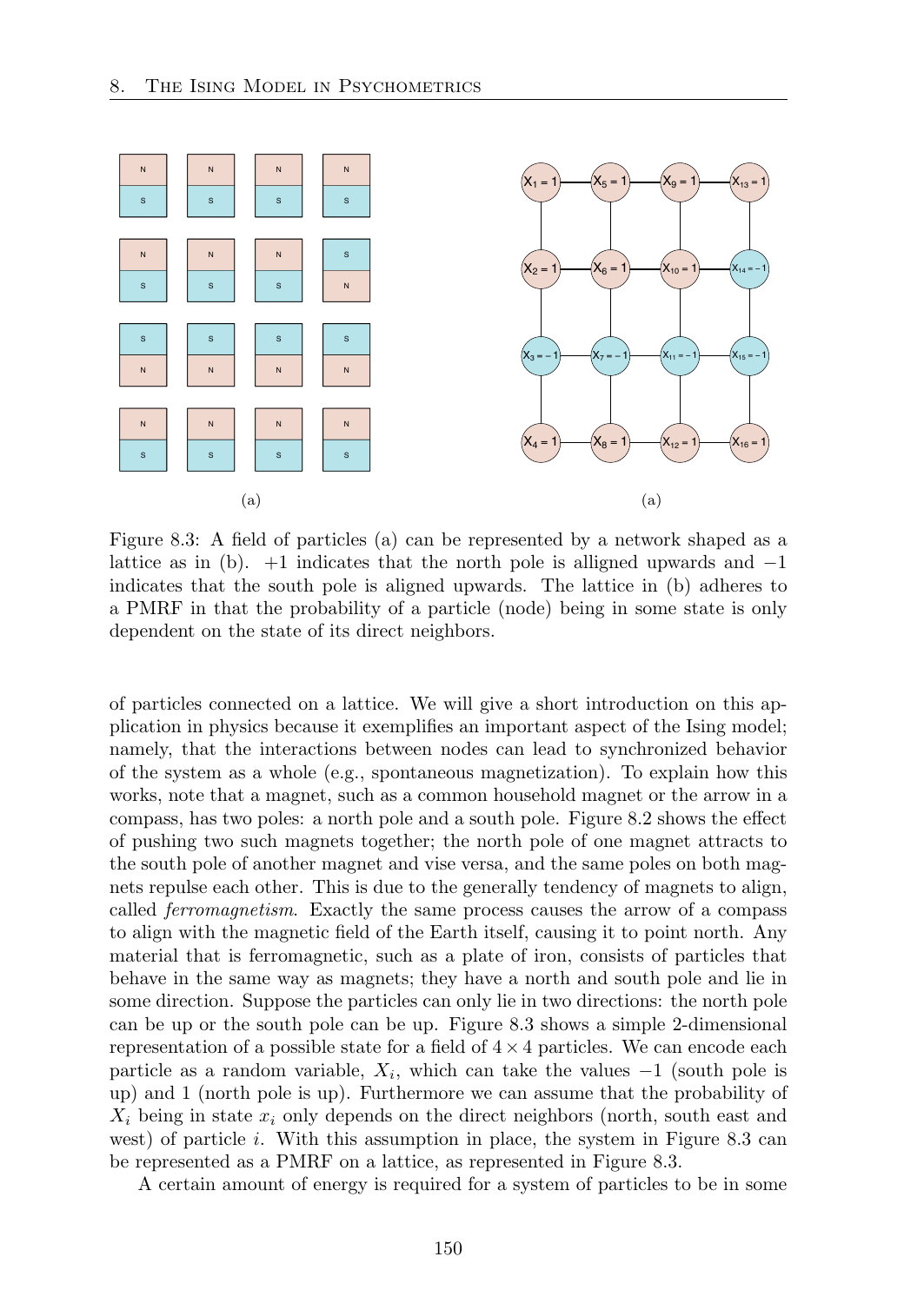Figure 8.3: A field of particles (a) can be represented by a network shaped as a lattice as in (b). +1 indicates that the north pole is alligned upwards and −1 indicates that the south pole is aligned upwards. The lattice in (b) adheres to a PMRF in that the probability of a particle (node) being in some state is only dependent on the state of its direct neighbors.

of particles connected on a lattice. We will give a short introduction on this application in physics because it exemplifies an important aspect of the Ising model; namely, that the interactions between nodes can lead to synchronized behavior of the system as a whole (e.g., spontaneous magnetization). To explain how this works, note that a magnet, such as a common household magnet or the arrow in a compass, has two poles: a north pole and a south pole. Figure 8.2 shows the effect of pushing two such magnets together; the north pole of one magnet attracts to the south pole of another magnet and vise versa, and the same poles on both magnets repulse each other. This is due to the generally tendency of magnets to align, called *ferromagnetism*. Exactly the same process causes the arrow of a compass to align with the magnetic field of the Earth itself, causing it to point north. Any material that is ferromagnetic, such as a plate of iron, consists of particles that behave in the same way as magnets; they have a north and south pole and lie in some direction. Suppose the particles can only lie in two directions: the north pole can be up or the south pole can be up. Figure 8.3 shows a simple 2-dimensional representation of a possible state for a field of $4 \times 4$ particles. We can encode each particle as a random variable, $X_i$, which can take the values $-1$ (south pole is up) and 1 (north pole is up). Furthermore we can assume that the probability of $X_i$ being in state $x_i$ only depends on the direct neighbors (north, south east and west) of particle $i$. With this assumption in place, the system in Figure 8.3 can be represented as a PMRF on a lattice, as represented in Figure 8.3.

A certain amount of energy is required for a system of particles to be in some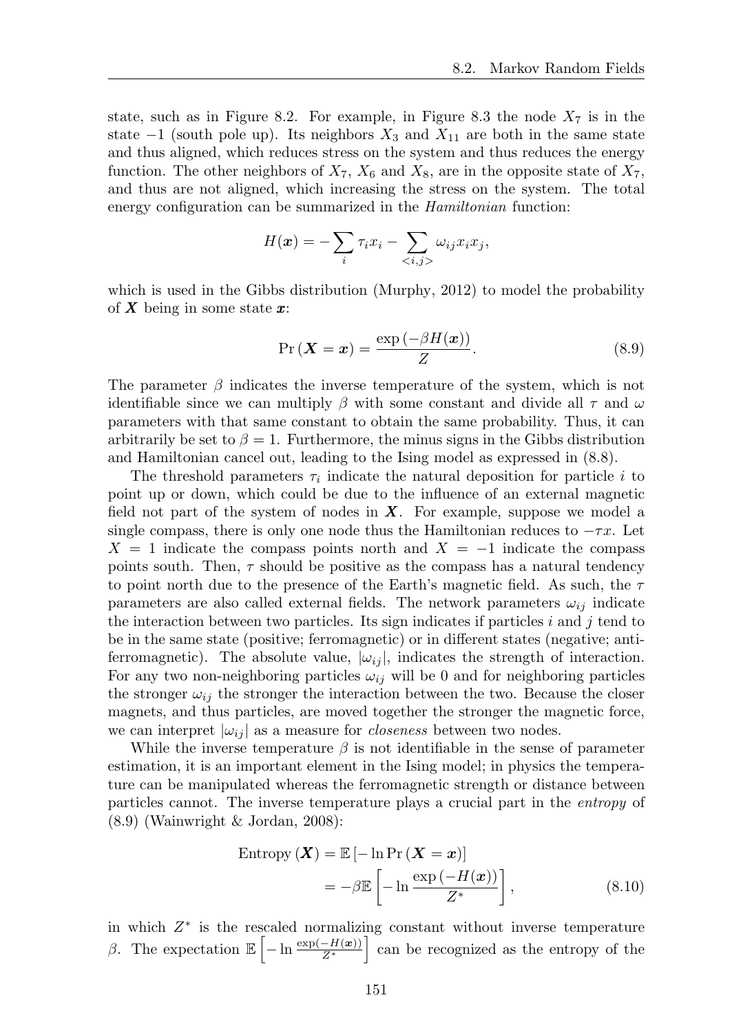state, such as in Figure 8.2. For example, in Figure 8.3 the node $X_7$ is in the state $-1$ (south pole up). Its neighbors $X_3$ and $X_{11}$ are both in the same state and thus aligned, which reduces stress on the system and thus reduces the energy function. The other neighbors of $X_7$, $X_6$ and $X_8$, are in the opposite state of $X_7$, and thus are not aligned, which increasing the stress on the system. The total energy configuration can be summarized in the *Hamiltonian* function:

$$H(\boldsymbol{x}) = -\sum_i \tau_i x_i - \sum_{<i,j>} \omega_{ij} x_i x_j,$$

which is used in the Gibbs distribution (Murphy, 2012) to model the probability of $\boldsymbol{X}$ being in some state $\boldsymbol{x}$:

$$\Pr\left(\boldsymbol{X} = \boldsymbol{x}\right) = \frac{\exp\left(-\beta H(\boldsymbol{x})\right)}{Z}. \tag{8.9}$$

The parameter $\beta$ indicates the inverse temperature of the system, which is not identifiable since we can multiply $\beta$ with some constant and divide all $\tau$ and $\omega$ parameters with that same constant to obtain the same probability. Thus, it can arbitrarily be set to $\beta = 1$. Furthermore, the minus signs in the Gibbs distribution and Hamiltonian cancel out, leading to the Ising model as expressed in (8.8).

The threshold parameters $\tau_i$ indicate the natural deposition for particle $i$ to point up or down, which could be due to the influence of an external magnetic field not part of the system of nodes in $\boldsymbol{X}$. For example, suppose we model a single compass, there is only one node thus the Hamiltonian reduces to $-\tau x$. Let $X = 1$ indicate the compass points north and $X = -1$ indicate the compass points south. Then, $\tau$ should be positive as the compass has a natural tendency to point north due to the presence of the Earth's magnetic field. As such, the $\tau$ parameters are also called external fields. The network parameters $\omega_{ij}$ indicate the interaction between two particles. Its sign indicates if particles $i$ and $j$ tend to be in the same state (positive; ferromagnetic) or in different states (negative; anti-ferromagnetic). The absolute value, $|\omega_{ij}|$, indicates the strength of interaction. For any two non-neighboring particles $\omega_{ij}$ will be 0 and for neighboring particles the stronger $\omega_{ij}$ the stronger the interaction between the two. Because the closer magnets, and thus particles, are moved together the stronger the magnetic force, we can interpret $|\omega_{ij}|$ as a measure for *closeness* between two nodes.

While the inverse temperature $\beta$ is not identifiable in the sense of parameter estimation, it is an important element in the Ising model; in physics the temperature can be manipulated whereas the ferromagnetic strength or distance between particles cannot. The inverse temperature plays a crucial part in the *entropy* of (8.9) (Wainwright & Jordan, 2008):

$$\begin{aligned}\text{Entropy}\left(\boldsymbol{X}\right) &= \mathbb{E}\left[-\ln \Pr\left(\boldsymbol{X} = \boldsymbol{x}\right)\right] \\ &= -\beta \mathbb{E}\left[-\ln \frac{\exp\left(-H(\boldsymbol{x})\right)}{Z^*}\right],\end{aligned} \tag{8.10}$$

in which $Z^*$ is the rescaled normalizing constant without inverse temperature $\beta$. The expectation $\mathbb{E}\left[-\ln \frac{\exp(-H(\boldsymbol{x}))}{Z^*}\right]$ can be recognized as the entropy of the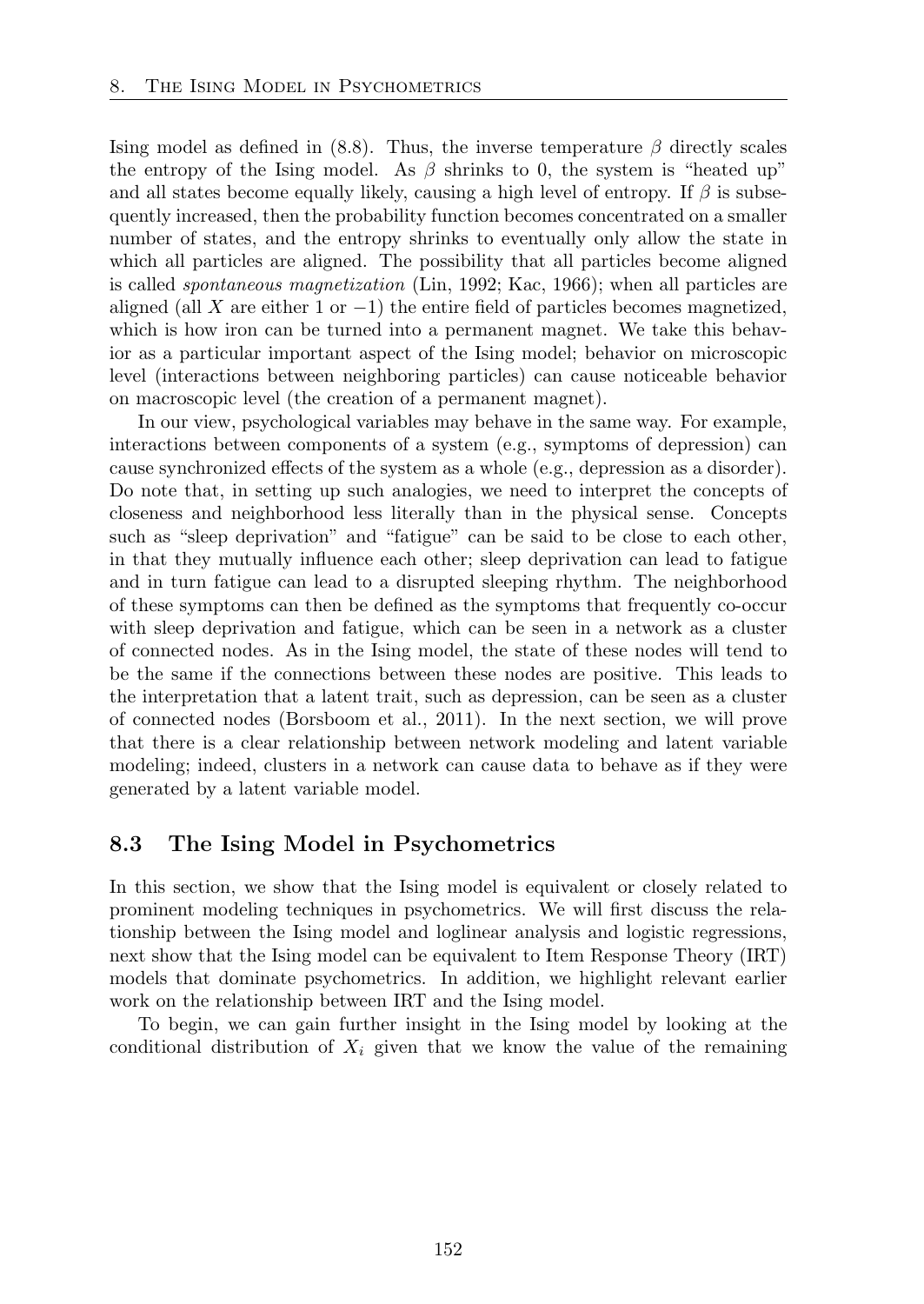Ising model as defined in (8.8). Thus, the inverse temperature $\beta$ directly scales the entropy of the Ising model. As $\beta$ shrinks to 0, the system is "heated up" and all states become equally likely, causing a high level of entropy. If $\beta$ is subsequently increased, then the probability function becomes concentrated on a smaller number of states, and the entropy shrinks to eventually only allow the state in which all particles are aligned. The possibility that all particles become aligned is called *spontaneous magnetization* (Lin, 1992; Kac, 1966); when all particles are aligned (all $X$ are either 1 or $-1$) the entire field of particles becomes magnetized, which is how iron can be turned into a permanent magnet. We take this behavior as a particular important aspect of the Ising model; behavior on microscopic level (interactions between neighboring particles) can cause noticeable behavior on macroscopic level (the creation of a permanent magnet).

In our view, psychological variables may behave in the same way. For example, interactions between components of a system (e.g., symptoms of depression) can cause synchronized effects of the system as a whole (e.g., depression as a disorder). Do note that, in setting up such analogies, we need to interpret the concepts of closeness and neighborhood less literally than in the physical sense. Concepts such as "sleep deprivation" and "fatigue" can be said to be close to each other, in that they mutually influence each other; sleep deprivation can lead to fatigue and in turn fatigue can lead to a disrupted sleeping rhythm. The neighborhood of these symptoms can then be defined as the symptoms that frequently co-occur with sleep deprivation and fatigue, which can be seen in a network as a cluster of connected nodes. As in the Ising model, the state of these nodes will tend to be the same if the connections between these nodes are positive. This leads to the interpretation that a latent trait, such as depression, can be seen as a cluster of connected nodes (Borsboom et al., 2011). In the next section, we will prove that there is a clear relationship between network modeling and latent variable modeling; indeed, clusters in a network can cause data to behave as if they were generated by a latent variable model.

## 8.3 The Ising Model in Psychometrics

In this section, we show that the Ising model is equivalent or closely related to prominent modeling techniques in psychometrics. We will first discuss the relationship between the Ising model and loglinear analysis and logistic regressions, next show that the Ising model can be equivalent to Item Response Theory (IRT) models that dominate psychometrics. In addition, we highlight relevant earlier work on the relationship between IRT and the Ising model.

To begin, we can gain further insight in the Ising model by looking at the conditional distribution of $X_i$ given that we know the value of the remaining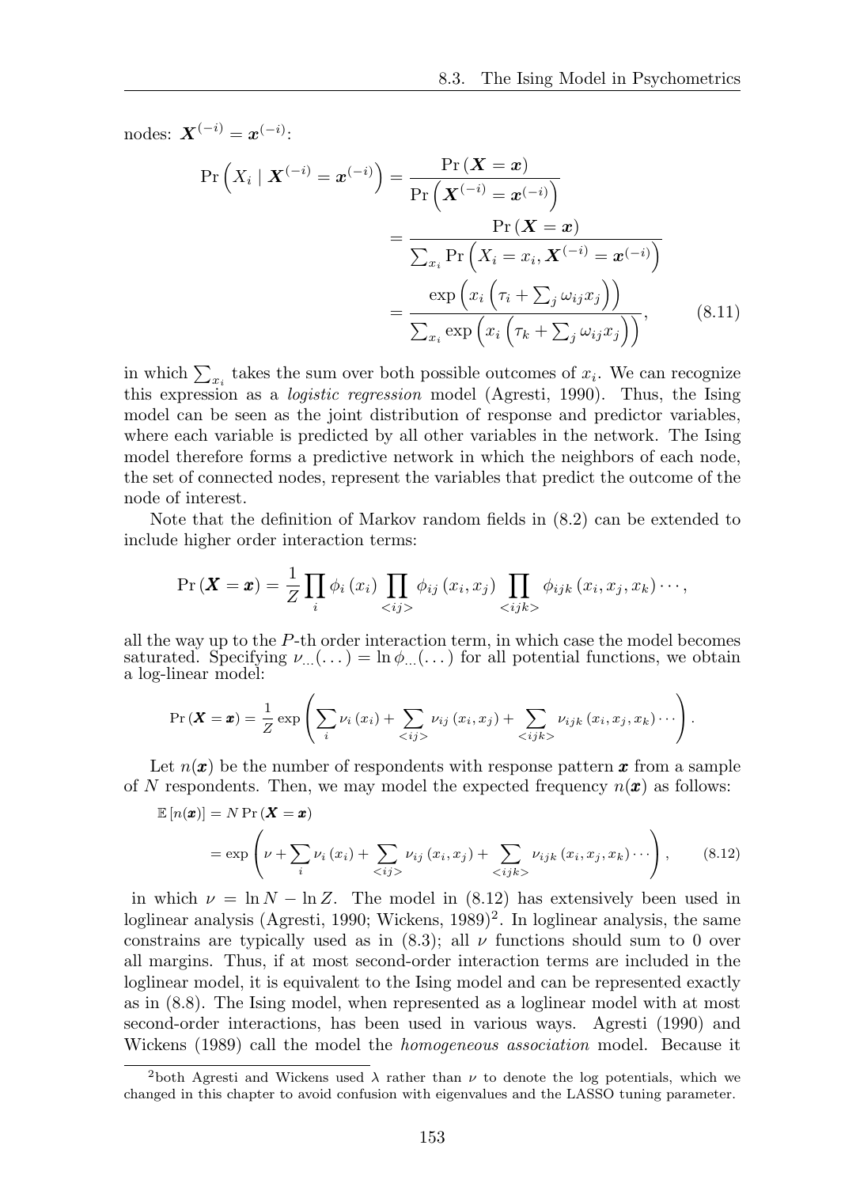nodes: $\boldsymbol{X}^{(-i)} = \boldsymbol{x}^{(-i)}$:

$$
\begin{aligned}
\Pr\left(X_i \mid \boldsymbol{X}^{(-i)} = \boldsymbol{x}^{(-i)}\right) &= \frac{\Pr\left(\boldsymbol{X} = \boldsymbol{x}\right)}{\Pr\left(\boldsymbol{X}^{(-i)} = \boldsymbol{x}^{(-i)}\right)} \\
&= \frac{\Pr\left(\boldsymbol{X} = \boldsymbol{x}\right)}{\sum_{x_i} \Pr\left(X_i = x_i, \boldsymbol{X}^{(-i)} = \boldsymbol{x}^{(-i)}\right)} \\
&= \frac{\exp\left(x_i\left(\tau_i + \sum_j \omega_{ij} x_j\right)\right)}{\sum_{x_i} \exp\left(x_i\left(\tau_k + \sum_j \omega_{ij} x_j\right)\right)}, \qquad (8.11)
\end{aligned}
$$

in which $\sum_{x_i}$ takes the sum over both possible outcomes of $x_i$. We can recognize this expression as a *logistic regression* model (Agresti, 1990). Thus, the Ising model can be seen as the joint distribution of response and predictor variables, where each variable is predicted by all other variables in the network. The Ising model therefore forms a predictive network in which the neighbors of each node, the set of connected nodes, represent the variables that predict the outcome of the node of interest.

Note that the definition of Markov random fields in (8.2) can be extended to include higher order interaction terms:

$$
\Pr\left(\boldsymbol{X} = \boldsymbol{x}\right) = \frac{1}{Z} \prod_i \phi_i\left(x_i\right) \prod_{<ij>} \phi_{ij}\left(x_i, x_j\right) \prod_{<ijk>} \phi_{ijk}\left(x_i, x_j, x_k\right) \cdots,
$$

all the way up to the $P$-th order interaction term, in which case the model becomes saturated. Specifying $\nu_{\dots}(\dots) = \ln \phi_{\dots}(\dots)$ for all potential functions, we obtain a log-linear model:

$$
\Pr\left(\boldsymbol{X} = \boldsymbol{x}\right) = \frac{1}{Z} \exp\left(\sum_i \nu_i\left(x_i\right) + \sum_{<ij>} \nu_{ij}\left(x_i, x_j\right) + \sum_{<ijk>} \nu_{ijk}\left(x_i, x_j, x_k\right) \cdots\right).
$$

Let $n(\boldsymbol{x})$ be the number of respondents with response pattern $\boldsymbol{x}$ from a sample of $N$ respondents. Then, we may model the expected frequency $n(\boldsymbol{x})$ as follows:

$$
\begin{aligned}
\mathbb{E}\left[n(\boldsymbol{x})\right] &= N \Pr\left(\boldsymbol{X} = \boldsymbol{x}\right) \\
&= \exp\left(\nu + \sum_i \nu_i\left(x_i\right) + \sum_{<ij>} \nu_{ij}\left(x_i, x_j\right) + \sum_{<ijk>} \nu_{ijk}\left(x_i, x_j, x_k\right) \cdots\right), \qquad (8.12)
\end{aligned}
$$

in which $\nu = \ln N - \ln Z$. The model in (8.12) has extensively been used in loglinear analysis (Agresti, 1990; Wickens, 1989)[2]. In loglinear analysis, the same constrains are typically used as in (8.3); all $\nu$ functions should sum to 0 over all margins. Thus, if at most second-order interaction terms are included in the loglinear model, it is equivalent to the Ising model and can be represented exactly as in (8.8). The Ising model, when represented as a loglinear model with at most second-order interactions, has been used in various ways. Agresti (1990) and Wickens (1989) call the model the *homogeneous association* model. Because it

[2] both Agresti and Wickens used $\lambda$ rather than $\nu$ to denote the log potentials, which we changed in this chapter to avoid confusion with eigenvalues and the LASSO tuning parameter.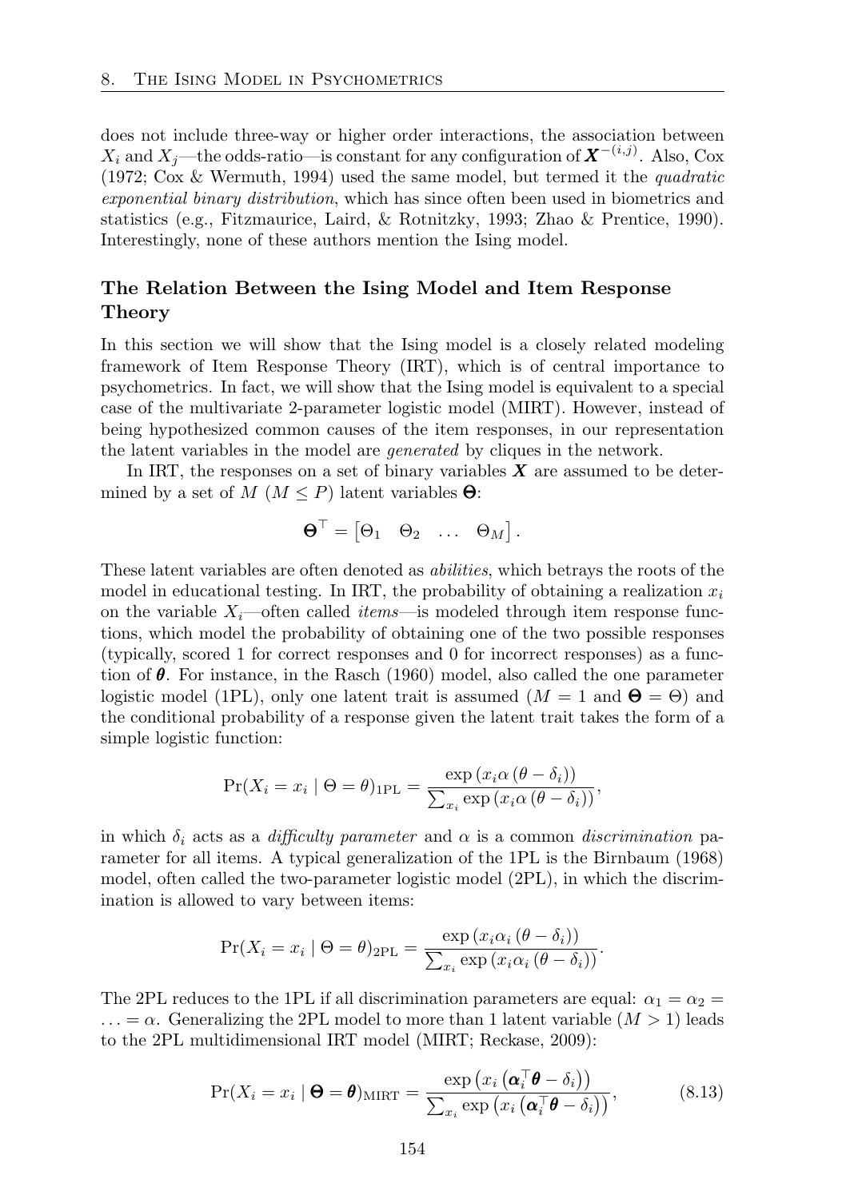does not include three-way or higher order interactions, the association between $X_i$ and $X_j$—the odds-ratio—is constant for any configuration of $\boldsymbol{X}^{-(i,j)}$. Also, Cox (1972; Cox & Wermuth, 1994) used the same model, but termed it the *quadratic exponential binary distribution*, which has since often been used in biometrics and statistics (e.g., Fitzmaurice, Laird, & Rotnitzky, 1993; Zhao & Prentice, 1990). Interestingly, none of these authors mention the Ising model.

## The Relation Between the Ising Model and Item Response Theory

In this section we will show that the Ising model is a closely related modeling framework of Item Response Theory (IRT), which is of central importance to psychometrics. In fact, we will show that the Ising model is equivalent to a special case of the multivariate 2-parameter logistic model (MIRT). However, instead of being hypothesized common causes of the item responses, in our representation the latent variables in the model are *generated* by cliques in the network.

In IRT, the responses on a set of binary variables $\boldsymbol{X}$ are assumed to be determined by a set of $M$ ($M \leq P$) latent variables $\boldsymbol{\Theta}$:

$$\boldsymbol{\Theta}^{\top} = \begin{bmatrix} \Theta_1 & \Theta_2 & \dots & \Theta_M \end{bmatrix}.$$

These latent variables are often denoted as *abilities*, which betrays the roots of the model in educational testing. In IRT, the probability of obtaining a realization $x_i$ on the variable $X_i$—often called *items*—is modeled through item response functions, which model the probability of obtaining one of the two possible responses (typically, scored 1 for correct responses and 0 for incorrect responses) as a function of $\boldsymbol{\theta}$. For instance, in the Rasch (1960) model, also called the one parameter logistic model (1PL), only one latent trait is assumed ($M = 1$ and $\boldsymbol{\Theta} = \Theta$) and the conditional probability of a response given the latent trait takes the form of a simple logistic function:

$$\Pr(X_i = x_i \mid \Theta = \theta)_{\text{1PL}} = \frac{\exp\left(x_i \alpha \left(\theta - \delta_i\right)\right)}{\sum_{x_i} \exp\left(x_i \alpha \left(\theta - \delta_i\right)\right)},$$

in which $\delta_i$ acts as a *difficulty parameter* and $\alpha$ is a common *discrimination* parameter for all items. A typical generalization of the 1PL is the Birnbaum (1968) model, often called the two-parameter logistic model (2PL), in which the discrimination is allowed to vary between items:

$$\Pr(X_i = x_i \mid \Theta = \theta)_{\text{2PL}} = \frac{\exp\left(x_i \alpha_i \left(\theta - \delta_i\right)\right)}{\sum_{x_i} \exp\left(x_i \alpha_i \left(\theta - \delta_i\right)\right)}.$$

The 2PL reduces to the 1PL if all discrimination parameters are equal: $\alpha_1 = \alpha_2 = \ldots = \alpha$. Generalizing the 2PL model to more than 1 latent variable ($M > 1$) leads to the 2PL multidimensional IRT model (MIRT; Reckase, 2009):

$$\Pr(X_i = x_i \mid \boldsymbol{\Theta} = \boldsymbol{\theta})_{\text{MIRT}} = \frac{\exp\left(x_i \left(\boldsymbol{\alpha}_i^{\top} \boldsymbol{\theta} - \delta_i\right)\right)}{\sum_{x_i} \exp\left(x_i \left(\boldsymbol{\alpha}_i^{\top} \boldsymbol{\theta} - \delta_i\right)\right)}, \tag{8.13}$$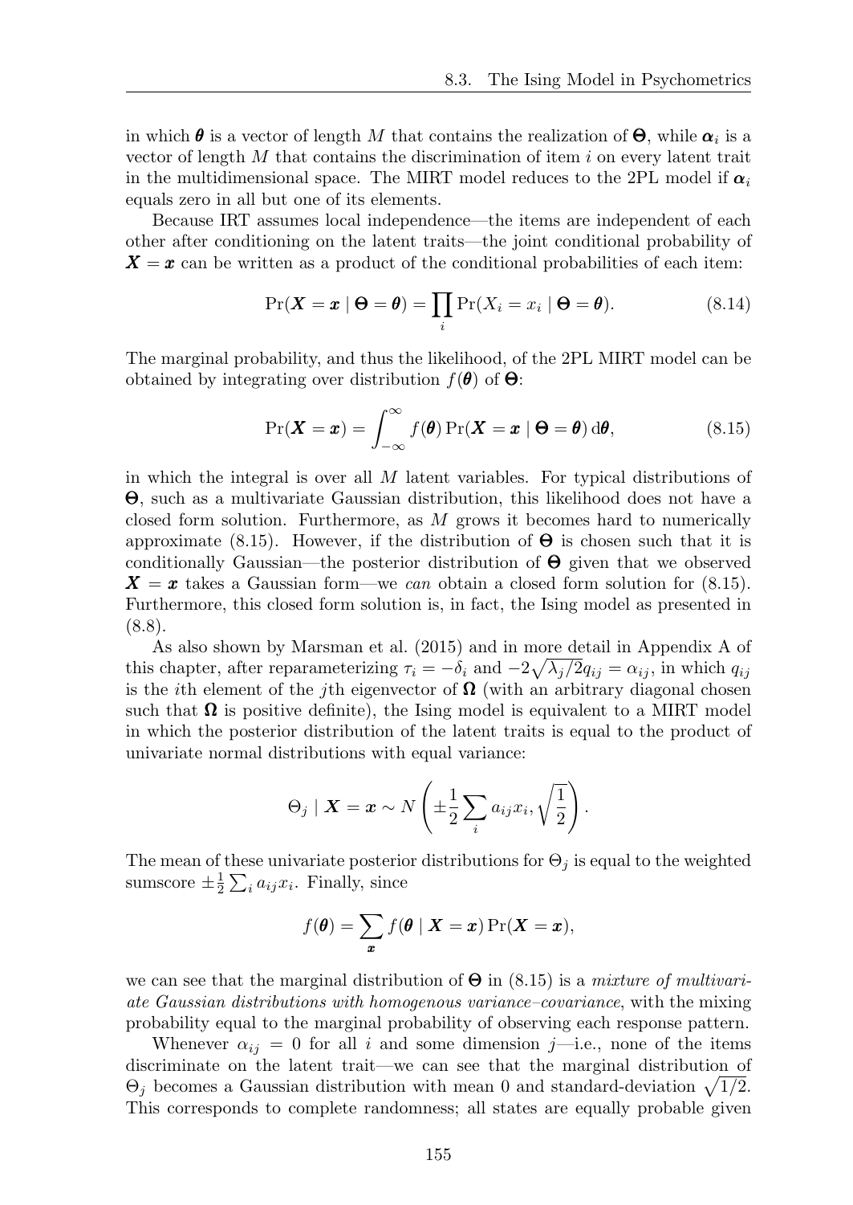in which $\boldsymbol{\theta}$ is a vector of length $M$ that contains the realization of $\boldsymbol{\Theta}$, while $\boldsymbol{\alpha}_i$ is a vector of length $M$ that contains the discrimination of item $i$ on every latent trait in the multidimensional space. The MIRT model reduces to the 2PL model if $\boldsymbol{\alpha}_i$ equals zero in all but one of its elements.

Because IRT assumes local independence—the items are independent of each other after conditioning on the latent traits—the joint conditional probability of $\boldsymbol{X} = \boldsymbol{x}$ can be written as a product of the conditional probabilities of each item:

$$\Pr(\boldsymbol{X} = \boldsymbol{x} \mid \boldsymbol{\Theta} = \boldsymbol{\theta}) = \prod_i \Pr(X_i = x_i \mid \boldsymbol{\Theta} = \boldsymbol{\theta}). \tag{8.14}$$

The marginal probability, and thus the likelihood, of the 2PL MIRT model can be obtained by integrating over distribution $f(\boldsymbol{\theta})$ of $\boldsymbol{\Theta}$:

$$\Pr(\boldsymbol{X} = \boldsymbol{x}) = \int_{-\infty}^{\infty} f(\boldsymbol{\theta}) \Pr(\boldsymbol{X} = \boldsymbol{x} \mid \boldsymbol{\Theta} = \boldsymbol{\theta}) \, \mathrm{d}\boldsymbol{\theta}, \tag{8.15}$$

in which the integral is over all $M$ latent variables. For typical distributions of $\boldsymbol{\Theta}$, such as a multivariate Gaussian distribution, this likelihood does not have a closed form solution. Furthermore, as $M$ grows it becomes hard to numerically approximate (8.15). However, if the distribution of $\boldsymbol{\Theta}$ is chosen such that it is conditionally Gaussian—the posterior distribution of $\boldsymbol{\Theta}$ given that we observed $\boldsymbol{X} = \boldsymbol{x}$ takes a Gaussian form—we *can* obtain a closed form solution for (8.15). Furthermore, this closed form solution is, in fact, the Ising model as presented in (8.8).

As also shown by Marsman et al. (2015) and in more detail in Appendix A of this chapter, after reparameterizing $\tau_i = -\delta_i$ and $-2\sqrt{\lambda_j/2}q_{ij} = \alpha_{ij}$, in which $q_{ij}$ is the $i$th element of the $j$th eigenvector of $\boldsymbol{\Omega}$ (with an arbitrary diagonal chosen such that $\boldsymbol{\Omega}$ is positive definite), the Ising model is equivalent to a MIRT model in which the posterior distribution of the latent traits is equal to the product of univariate normal distributions with equal variance:

$$\Theta_j \mid \boldsymbol{X} = \boldsymbol{x} \sim N\left(\pm\frac{1}{2}\sum_i a_{ij}x_i, \sqrt{\frac{1}{2}}\right).$$

The mean of these univariate posterior distributions for $\Theta_j$ is equal to the weighted sumscore $\pm\frac{1}{2}\sum_i a_{ij}x_i$. Finally, since

$$f(\boldsymbol{\theta}) = \sum_{\boldsymbol{x}} f(\boldsymbol{\theta} \mid \boldsymbol{X} = \boldsymbol{x}) \Pr(\boldsymbol{X} = \boldsymbol{x}),$$

we can see that the marginal distribution of $\boldsymbol{\Theta}$ in (8.15) is a *mixture of multivariate Gaussian distributions with homogenous variance–covariance*, with the mixing probability equal to the marginal probability of observing each response pattern.

Whenever $\alpha_{ij} = 0$ for all $i$ and some dimension $j$—i.e., none of the items discriminate on the latent trait—we can see that the marginal distribution of $\Theta_j$ becomes a Gaussian distribution with mean 0 and standard-deviation $\sqrt{1/2}$. This corresponds to complete randomness; all states are equally probable given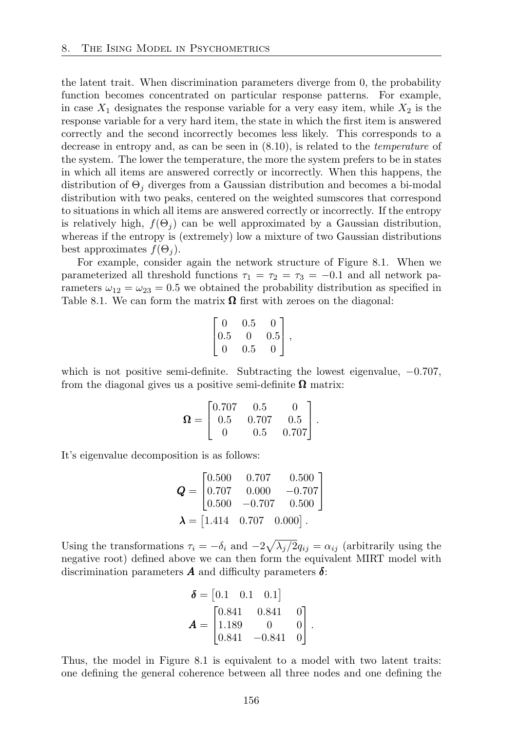the latent trait. When discrimination parameters diverge from 0, the probability function becomes concentrated on particular response patterns. For example, in case $X_1$ designates the response variable for a very easy item, while $X_2$ is the response variable for a very hard item, the state in which the first item is answered correctly and the second incorrectly becomes less likely. This corresponds to a decrease in entropy and, as can be seen in (8.10), is related to the *temperature* of the system. The lower the temperature, the more the system prefers to be in states in which all items are answered correctly or incorrectly. When this happens, the distribution of $\Theta_j$ diverges from a Gaussian distribution and becomes a bi-modal distribution with two peaks, centered on the weighted sumscores that correspond to situations in which all items are answered correctly or incorrectly. If the entropy is relatively high, $f(\Theta_j)$ can be well approximated by a Gaussian distribution, whereas if the entropy is (extremely) low a mixture of two Gaussian distributions best approximates $f(\Theta_j)$.

For example, consider again the network structure of Figure 8.1. When we parameterized all threshold functions $\tau_1 = \tau_2 = \tau_3 = -0.1$ and all network parameters $\omega_{12} = \omega_{23} = 0.5$ we obtained the probability distribution as specified in Table 8.1. We can form the matrix $\mathbf{\Omega}$ first with zeroes on the diagonal:

$$\begin{bmatrix} 0 & 0.5 & 0 \\ 0.5 & 0 & 0.5 \\ 0 & 0.5 & 0 \end{bmatrix},$$

which is not positive semi-definite. Subtracting the lowest eigenvalue, $-0.707$, from the diagonal gives us a positive semi-definite $\mathbf{\Omega}$ matrix:

$$\mathbf{\Omega} = \begin{bmatrix} 0.707 & 0.5 & 0 \\ 0.5 & 0.707 & 0.5 \\ 0 & 0.5 & 0.707 \end{bmatrix}.$$

It's eigenvalue decomposition is as follows:

$$\boldsymbol{Q} = \begin{bmatrix} 0.500 & 0.707 & 0.500 \\ 0.707 & 0.000 & -0.707 \\ 0.500 & -0.707 & 0.500 \end{bmatrix}$$

$$\boldsymbol{\lambda} = \begin{bmatrix} 1.414 & 0.707 & 0.000 \end{bmatrix}.$$

Using the transformations $\tau_i = -\delta_i$ and $-2\sqrt{\lambda_j/2}q_{ij} = \alpha_{ij}$ (arbitrarily using the negative root) defined above we can then form the equivalent MIRT model with discrimination parameters $\boldsymbol{A}$ and difficulty parameters $\boldsymbol{\delta}$:

$$\boldsymbol{\delta} = \begin{bmatrix} 0.1 & 0.1 & 0.1 \end{bmatrix}$$

$$\boldsymbol{A} = \begin{bmatrix} 0.841 & 0.841 & 0 \\ 1.189 & 0 & 0 \\ 0.841 & -0.841 & 0 \end{bmatrix}.$$

Thus, the model in Figure 8.1 is equivalent to a model with two latent traits: one defining the general coherence between all three nodes and one defining the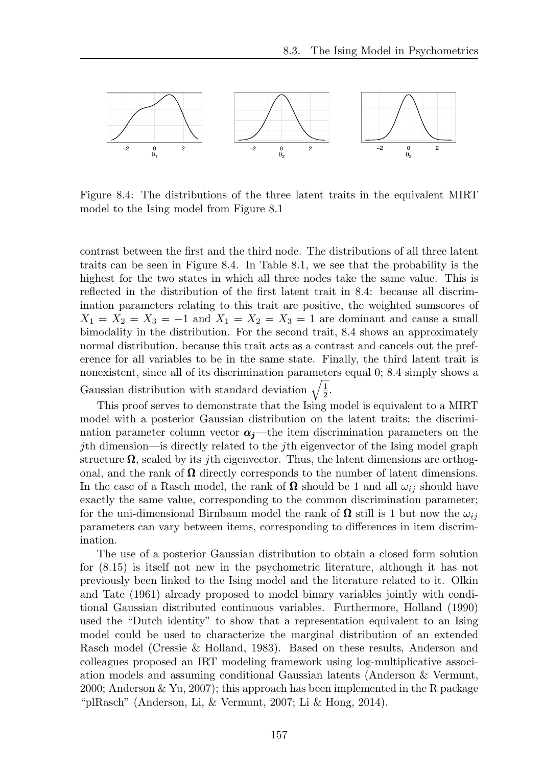Figure 8.4: The distributions of the three latent traits in the equivalent MIRT model to the Ising model from Figure 8.1

contrast between the first and the third node. The distributions of all three latent traits can be seen in Figure 8.4. In Table 8.1, we see that the probability is the highest for the two states in which all three nodes take the same value. This is reflected in the distribution of the first latent trait in 8.4: because all discrimination parameters relating to this trait are positive, the weighted sumscores of $X_1 = X_2 = X_3 = -1$ and $X_1 = X_2 = X_3 = 1$ are dominant and cause a small bimodality in the distribution. For the second trait, 8.4 shows an approximately normal distribution, because this trait acts as a contrast and cancels out the preference for all variables to be in the same state. Finally, the third latent trait is nonexistent, since all of its discrimination parameters equal 0; 8.4 simply shows a Gaussian distribution with standard deviation $\sqrt{\frac{1}{2}}$.

This proof serves to demonstrate that the Ising model is equivalent to a MIRT model with a posterior Gaussian distribution on the latent traits; the discrimination parameter column vector $\boldsymbol{\alpha_j}$—the item discrimination parameters on the $j$th dimension—is directly related to the $j$th eigenvector of the Ising model graph structure $\boldsymbol{\Omega}$, scaled by its $j$th eigenvector. Thus, the latent dimensions are orthogonal, and the rank of $\boldsymbol{\Omega}$ directly corresponds to the number of latent dimensions. In the case of a Rasch model, the rank of $\boldsymbol{\Omega}$ should be 1 and all $\omega_{ij}$ should have exactly the same value, corresponding to the common discrimination parameter; for the uni-dimensional Birnbaum model the rank of $\boldsymbol{\Omega}$ still is 1 but now the $\omega_{ij}$ parameters can vary between items, corresponding to differences in item discrimination.

The use of a posterior Gaussian distribution to obtain a closed form solution for (8.15) is itself not new in the psychometric literature, although it has not previously been linked to the Ising model and the literature related to it. Olkin and Tate (1961) already proposed to model binary variables jointly with conditional Gaussian distributed continuous variables. Furthermore, Holland (1990) used the "Dutch identity" to show that a representation equivalent to an Ising model could be used to characterize the marginal distribution of an extended Rasch model (Cressie & Holland, 1983). Based on these results, Anderson and colleagues proposed an IRT modeling framework using log-multiplicative association models and assuming conditional Gaussian latents (Anderson & Vermunt, 2000; Anderson & Yu, 2007); this approach has been implemented in the R package "plRasch" (Anderson, Li, & Vermunt, 2007; Li & Hong, 2014).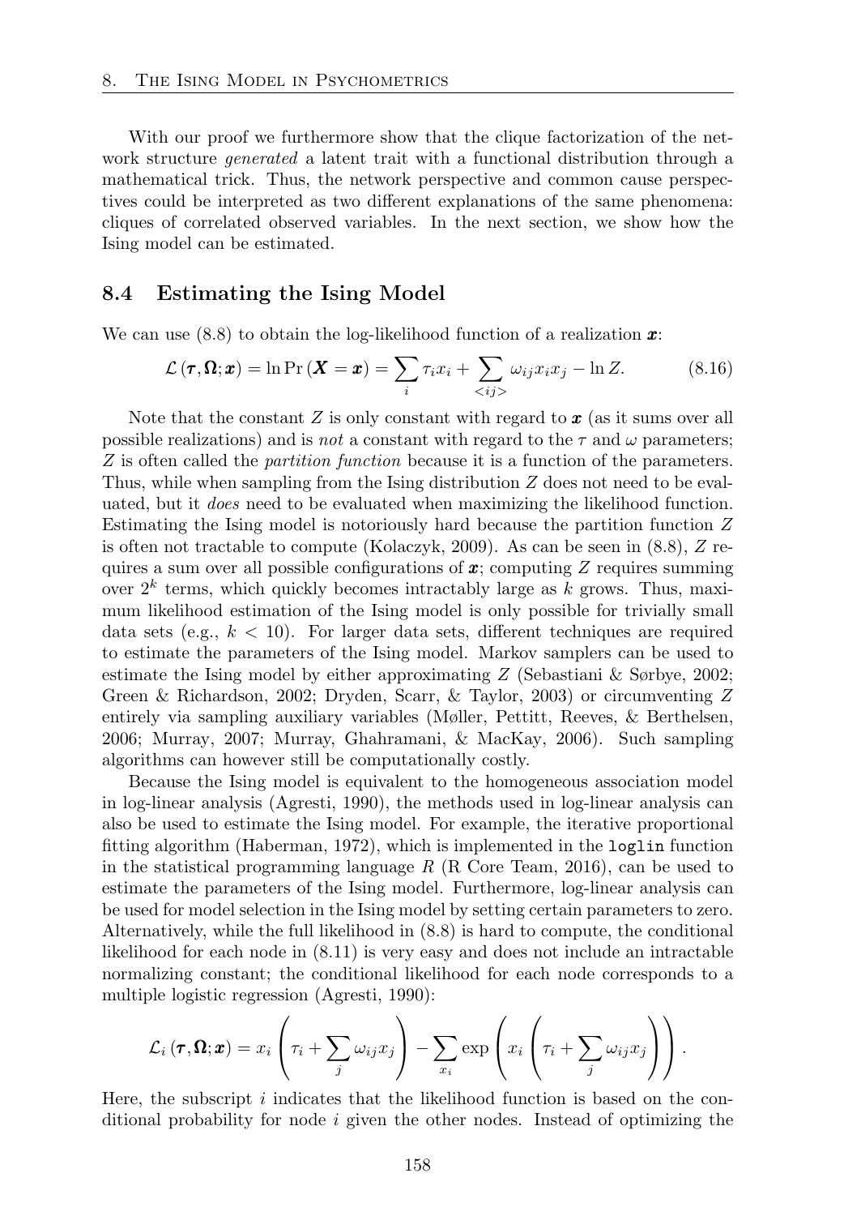With our proof we furthermore show that the clique factorization of the network structure *generated* a latent trait with a functional distribution through a mathematical trick. Thus, the network perspective and common cause perspectives could be interpreted as two different explanations of the same phenomena: cliques of correlated observed variables. In the next section, we show how the Ising model can be estimated.

## 8.4 Estimating the Ising Model

We can use (8.8) to obtain the log-likelihood function of a realization $\boldsymbol{x}$:

$$\mathcal{L}\left(\boldsymbol{\tau}, \boldsymbol{\Omega}; \boldsymbol{x}\right) = \ln \Pr\left(\boldsymbol{X} = \boldsymbol{x}\right) = \sum_{i} \tau_i x_i + \sum_{<ij>} \omega_{ij} x_i x_j - \ln Z. \tag{8.16}$$

Note that the constant $Z$ is only constant with regard to $\boldsymbol{x}$ (as it sums over all possible realizations) and is *not* a constant with regard to the $\tau$ and $\omega$ parameters; $Z$ is often called the *partition function* because it is a function of the parameters. Thus, while when sampling from the Ising distribution $Z$ does not need to be evaluated, but it *does* need to be evaluated when maximizing the likelihood function. Estimating the Ising model is notoriously hard because the partition function $Z$ is often not tractable to compute (Kolaczyk, 2009). As can be seen in (8.8), $Z$ requires a sum over all possible configurations of $\boldsymbol{x}$; computing $Z$ requires summing over $2^k$ terms, which quickly becomes intractably large as $k$ grows. Thus, maximum likelihood estimation of the Ising model is only possible for trivially small data sets (e.g., $k < 10$). For larger data sets, different techniques are required to estimate the parameters of the Ising model. Markov samplers can be used to estimate the Ising model by either approximating $Z$ (Sebastiani & Sørbye, 2002; Green & Richardson, 2002; Dryden, Scarr, & Taylor, 2003) or circumventing $Z$ entirely via sampling auxiliary variables (Møller, Pettitt, Reeves, & Berthelsen, 2006; Murray, 2007; Murray, Ghahramani, & MacKay, 2006). Such sampling algorithms can however still be computationally costly.

Because the Ising model is equivalent to the homogeneous association model in log-linear analysis (Agresti, 1990), the methods used in log-linear analysis can also be used to estimate the Ising model. For example, the iterative proportional fitting algorithm (Haberman, 1972), which is implemented in the `loglin` function in the statistical programming language *R* (R Core Team, 2016), can be used to estimate the parameters of the Ising model. Furthermore, log-linear analysis can be used for model selection in the Ising model by setting certain parameters to zero. Alternatively, while the full likelihood in (8.8) is hard to compute, the conditional likelihood for each node in (8.11) is very easy and does not include an intractable normalizing constant; the conditional likelihood for each node corresponds to a multiple logistic regression (Agresti, 1990):

$$\mathcal{L}_i\left(\boldsymbol{\tau}, \boldsymbol{\Omega}; \boldsymbol{x}\right) = x_i \left(\tau_i + \sum_j \omega_{ij} x_j\right) - \sum_{x_i} \exp\left(x_i \left(\tau_i + \sum_j \omega_{ij} x_j\right)\right).$$

Here, the subscript $i$ indicates that the likelihood function is based on the conditional probability for node $i$ given the other nodes. Instead of optimizing the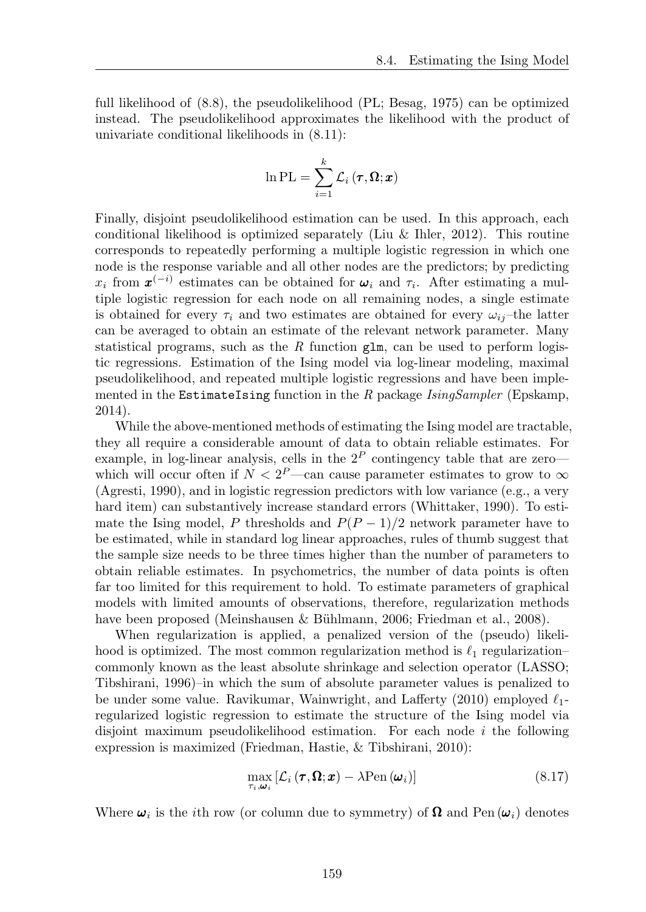full likelihood of (8.8), the pseudolikelihood (PL; Besag, 1975) can be optimized instead. The pseudolikelihood approximates the likelihood with the product of univariate conditional likelihoods in (8.11):

$$\ln \mathrm{PL} = \sum_{i=1}^{k} \mathcal{L}_i\left(\boldsymbol{\tau}, \boldsymbol{\Omega}; \boldsymbol{x}\right)$$

Finally, disjoint pseudolikelihood estimation can be used. In this approach, each conditional likelihood is optimized separately (Liu & Ihler, 2012). This routine corresponds to repeatedly performing a multiple logistic regression in which one node is the response variable and all other nodes are the predictors; by predicting $x_i$ from $\boldsymbol{x}^{(-i)}$ estimates can be obtained for $\boldsymbol{\omega}_i$ and $\tau_i$. After estimating a multiple logistic regression for each node on all remaining nodes, a single estimate is obtained for every $\tau_i$ and two estimates are obtained for every $\omega_{ij}$–the latter can be averaged to obtain an estimate of the relevant network parameter. Many statistical programs, such as the *R* function `glm`, can be used to perform logistic regressions. Estimation of the Ising model via log-linear modeling, maximal pseudolikelihood, and repeated multiple logistic regressions and have been implemented in the `EstimateIsing` function in the *R* package *IsingSampler* (Epskamp, 2014).

While the above-mentioned methods of estimating the Ising model are tractable, they all require a considerable amount of data to obtain reliable estimates. For example, in log-linear analysis, cells in the $2^P$ contingency table that are zero—which will occur often if $N < 2^P$—can cause parameter estimates to grow to $\infty$ (Agresti, 1990), and in logistic regression predictors with low variance (e.g., a very hard item) can substantively increase standard errors (Whittaker, 1990). To estimate the Ising model, $P$ thresholds and $P(P-1)/2$ network parameter have to be estimated, while in standard log linear approaches, rules of thumb suggest that the sample size needs to be three times higher than the number of parameters to obtain reliable estimates. In psychometrics, the number of data points is often far too limited for this requirement to hold. To estimate parameters of graphical models with limited amounts of observations, therefore, regularization methods have been proposed (Meinshausen & Bühlmann, 2006; Friedman et al., 2008).

When regularization is applied, a penalized version of the (pseudo) likelihood is optimized. The most common regularization method is $\ell_1$ regularization–commonly known as the least absolute shrinkage and selection operator (LASSO; Tibshirani, 1996)–in which the sum of absolute parameter values is penalized to be under some value. Ravikumar, Wainwright, and Lafferty (2010) employed $\ell_1$-regularized logistic regression to estimate the structure of the Ising model via disjoint maximum pseudolikelihood estimation. For each node $i$ the following expression is maximized (Friedman, Hastie, & Tibshirani, 2010):

$$\max_{\tau_i, \boldsymbol{\omega}_i} \left[\mathcal{L}_i\left(\boldsymbol{\tau}, \boldsymbol{\Omega}; \boldsymbol{x}\right) - \lambda \mathrm{Pen}\left(\boldsymbol{\omega}_i\right)\right] \tag{8.17}$$

Where $\boldsymbol{\omega}_i$ is the $i$th row (or column due to symmetry) of $\boldsymbol{\Omega}$ and $\mathrm{Pen}\left(\boldsymbol{\omega}_i\right)$ denotes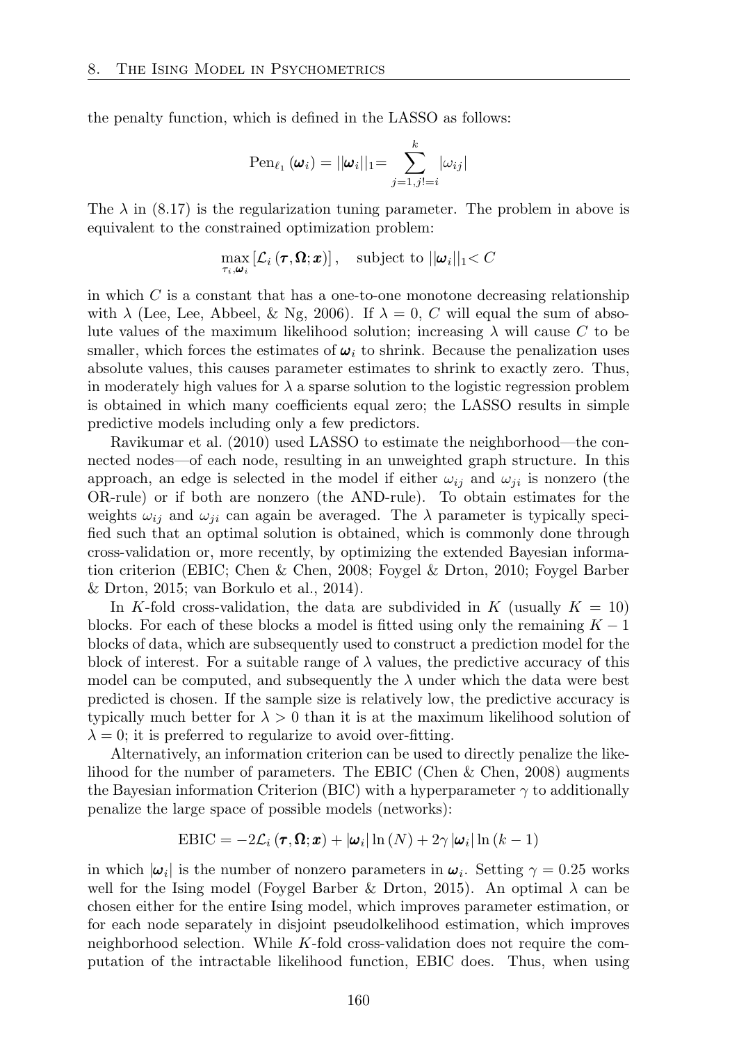the penalty function, which is defined in the LASSO as follows:

$$\text{Pen}_{\ell_1}(\boldsymbol{\omega}_i) = ||\boldsymbol{\omega}_i||_1 = \sum_{j=1, j!=i}^{k} |\omega_{ij}|$$

The $\lambda$ in (8.17) is the regularization tuning parameter. The problem in above is equivalent to the constrained optimization problem:

$$\max_{\tau_i, \boldsymbol{\omega}_i} \left[\mathcal{L}_i\left(\boldsymbol{\tau}, \boldsymbol{\Omega}; \boldsymbol{x}\right)\right], \quad \text{subject to } ||\boldsymbol{\omega}_i||_1 < C$$

in which $C$ is a constant that has a one-to-one monotone decreasing relationship with $\lambda$ (Lee, Lee, Abbeel, & Ng, 2006). If $\lambda = 0$, $C$ will equal the sum of absolute values of the maximum likelihood solution; increasing $\lambda$ will cause $C$ to be smaller, which forces the estimates of $\boldsymbol{\omega}_i$ to shrink. Because the penalization uses absolute values, this causes parameter estimates to shrink to exactly zero. Thus, in moderately high values for $\lambda$ a sparse solution to the logistic regression problem is obtained in which many coefficients equal zero; the LASSO results in simple predictive models including only a few predictors.

Ravikumar et al. (2010) used LASSO to estimate the neighborhood—the connected nodes—of each node, resulting in an unweighted graph structure. In this approach, an edge is selected in the model if either $\omega_{ij}$ and $\omega_{ji}$ is nonzero (the OR-rule) or if both are nonzero (the AND-rule). To obtain estimates for the weights $\omega_{ij}$ and $\omega_{ji}$ can again be averaged. The $\lambda$ parameter is typically specified such that an optimal solution is obtained, which is commonly done through cross-validation or, more recently, by optimizing the extended Bayesian information criterion (EBIC; Chen & Chen, 2008; Foygel & Drton, 2010; Foygel Barber & Drton, 2015; van Borkulo et al., 2014).

In $K$-fold cross-validation, the data are subdivided in $K$ (usually $K = 10$) blocks. For each of these blocks a model is fitted using only the remaining $K - 1$ blocks of data, which are subsequently used to construct a prediction model for the block of interest. For a suitable range of $\lambda$ values, the predictive accuracy of this model can be computed, and subsequently the $\lambda$ under which the data were best predicted is chosen. If the sample size is relatively low, the predictive accuracy is typically much better for $\lambda > 0$ than it is at the maximum likelihood solution of $\lambda = 0$; it is preferred to regularize to avoid over-fitting.

Alternatively, an information criterion can be used to directly penalize the likelihood for the number of parameters. The EBIC (Chen & Chen, 2008) augments the Bayesian information Criterion (BIC) with a hyperparameter $\gamma$ to additionally penalize the large space of possible models (networks):

$$\text{EBIC} = -2\mathcal{L}_i\left(\boldsymbol{\tau}, \boldsymbol{\Omega}; \boldsymbol{x}\right) + |\boldsymbol{\omega}_i| \ln(N) + 2\gamma |\boldsymbol{\omega}_i| \ln(k-1)$$

in which $|\boldsymbol{\omega}_i|$ is the number of nonzero parameters in $\boldsymbol{\omega}_i$. Setting $\gamma = 0.25$ works well for the Ising model (Foygel Barber & Drton, 2015). An optimal $\lambda$ can be chosen either for the entire Ising model, which improves parameter estimation, or for each node separately in disjoint pseudolkelihood estimation, which improves neighborhood selection. While $K$-fold cross-validation does not require the computation of the intractable likelihood function, EBIC does. Thus, when using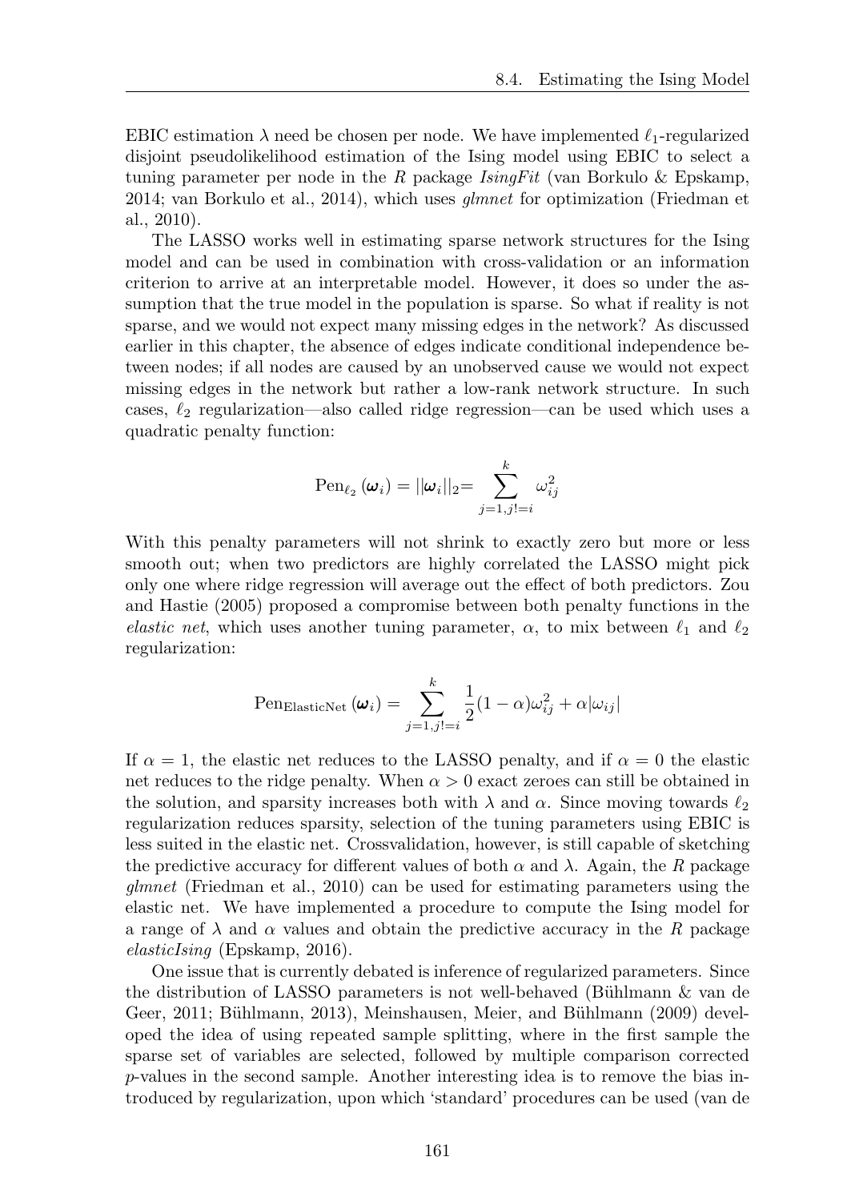EBIC estimation $\lambda$ need be chosen per node. We have implemented $\ell_1$-regularized disjoint pseudolikelihood estimation of the Ising model using EBIC to select a tuning parameter per node in the *R* package *IsingFit* (van Borkulo & Epskamp, 2014; van Borkulo et al., 2014), which uses *glmnet* for optimization (Friedman et al., 2010).

The LASSO works well in estimating sparse network structures for the Ising model and can be used in combination with cross-validation or an information criterion to arrive at an interpretable model. However, it does so under the assumption that the true model in the population is sparse. So what if reality is not sparse, and we would not expect many missing edges in the network? As discussed earlier in this chapter, the absence of edges indicate conditional independence between nodes; if all nodes are caused by an unobserved cause we would not expect missing edges in the network but rather a low-rank network structure. In such cases, $\ell_2$ regularization—also called ridge regression—can be used which uses a quadratic penalty function:

$$\text{Pen}_{\ell_2}\left(\boldsymbol{\omega}_i\right) = ||\boldsymbol{\omega}_i||_2 = \sum_{j=1, j!=i}^{k} \omega_{ij}^2$$

With this penalty parameters will not shrink to exactly zero but more or less smooth out; when two predictors are highly correlated the LASSO might pick only one where ridge regression will average out the effect of both predictors. Zou and Hastie (2005) proposed a compromise between both penalty functions in the *elastic net*, which uses another tuning parameter, $\alpha$, to mix between $\ell_1$ and $\ell_2$ regularization:

$$\text{Pen}_{\text{ElasticNet}}\left(\boldsymbol{\omega}_i\right) = \sum_{j=1, j!=i}^{k} \frac{1}{2}(1-\alpha)\omega_{ij}^2 + \alpha|\omega_{ij}|$$

If $\alpha = 1$, the elastic net reduces to the LASSO penalty, and if $\alpha = 0$ the elastic net reduces to the ridge penalty. When $\alpha > 0$ exact zeroes can still be obtained in the solution, and sparsity increases both with $\lambda$ and $\alpha$. Since moving towards $\ell_2$ regularization reduces sparsity, selection of the tuning parameters using EBIC is less suited in the elastic net. Crossvalidation, however, is still capable of sketching the predictive accuracy for different values of both $\alpha$ and $\lambda$. Again, the *R* package *glmnet* (Friedman et al., 2010) can be used for estimating parameters using the elastic net. We have implemented a procedure to compute the Ising model for a range of $\lambda$ and $\alpha$ values and obtain the predictive accuracy in the *R* package *elasticIsing* (Epskamp, 2016).

One issue that is currently debated is inference of regularized parameters. Since the distribution of LASSO parameters is not well-behaved (Bühlmann & van de Geer, 2011; Bühlmann, 2013), Meinshausen, Meier, and Bühlmann (2009) developed the idea of using repeated sample splitting, where in the first sample the sparse set of variables are selected, followed by multiple comparison corrected $p$-values in the second sample. Another interesting idea is to remove the bias introduced by regularization, upon which 'standard' procedures can be used (van de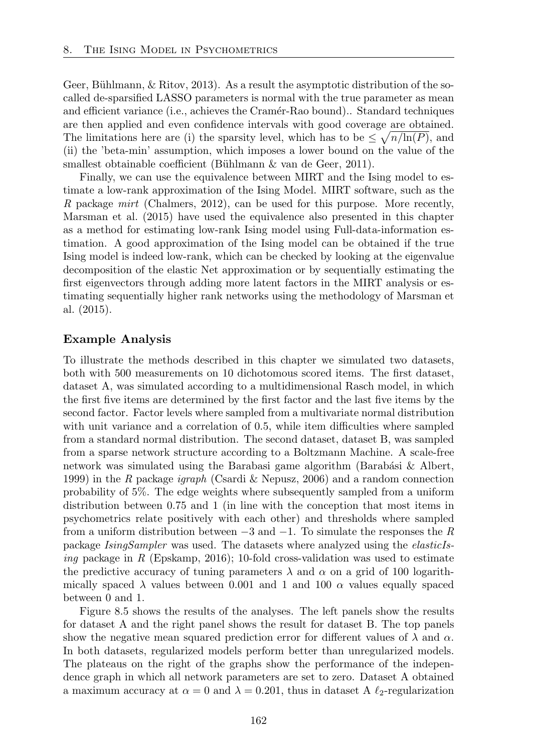Geer, Bühlmann, & Ritov, 2013). As a result the asymptotic distribution of the so-called de-sparsified LASSO parameters is normal with the true parameter as mean and efficient variance (i.e., achieves the Cramér-Rao bound).. Standard techniques are then applied and even confidence intervals with good coverage are obtained. The limitations here are (i) the sparsity level, which has to be $\leq \sqrt{n/\ln(P)}$, and (ii) the 'beta-min' assumption, which imposes a lower bound on the value of the smallest obtainable coefficient (Bühlmann & van de Geer, 2011).

Finally, we can use the equivalence between MIRT and the Ising model to estimate a low-rank approximation of the Ising Model. MIRT software, such as the *R* package *mirt* (Chalmers, 2012), can be used for this purpose. More recently, Marsman et al. (2015) have used the equivalence also presented in this chapter as a method for estimating low-rank Ising model using Full-data-information estimation. A good approximation of the Ising model can be obtained if the true Ising model is indeed low-rank, which can be checked by looking at the eigenvalue decomposition of the elastic Net approximation or by sequentially estimating the first eigenvectors through adding more latent factors in the MIRT analysis or estimating sequentially higher rank networks using the methodology of Marsman et al. (2015).

### Example Analysis

To illustrate the methods described in this chapter we simulated two datasets, both with 500 measurements on 10 dichotomous scored items. The first dataset, dataset A, was simulated according to a multidimensional Rasch model, in which the first five items are determined by the first factor and the last five items by the second factor. Factor levels where sampled from a multivariate normal distribution with unit variance and a correlation of 0.5, while item difficulties where sampled from a standard normal distribution. The second dataset, dataset B, was sampled from a sparse network structure according to a Boltzmann Machine. A scale-free network was simulated using the Barabasi game algorithm (Barabási & Albert, 1999) in the *R* package *igraph* (Csardi & Nepusz, 2006) and a random connection probability of 5%. The edge weights where subsequently sampled from a uniform distribution between 0.75 and 1 (in line with the conception that most items in psychometrics relate positively with each other) and thresholds where sampled from a uniform distribution between $-3$ and $-1$. To simulate the responses the *R* package *IsingSampler* was used. The datasets where analyzed using the *elasticIsing* package in *R* (Epskamp, 2016); 10-fold cross-validation was used to estimate the predictive accuracy of tuning parameters $\lambda$ and $\alpha$ on a grid of 100 logarithmically spaced $\lambda$ values between 0.001 and 1 and 100 $\alpha$ values equally spaced between 0 and 1.

Figure 8.5 shows the results of the analyses. The left panels show the results for dataset A and the right panel shows the result for dataset B. The top panels show the negative mean squared prediction error for different values of $\lambda$ and $\alpha$. In both datasets, regularized models perform better than unregularized models. The plateaus on the right of the graphs show the performance of the independence graph in which all network parameters are set to zero. Dataset A obtained a maximum accuracy at $\alpha = 0$ and $\lambda = 0.201$, thus in dataset A $\ell_2$-regularization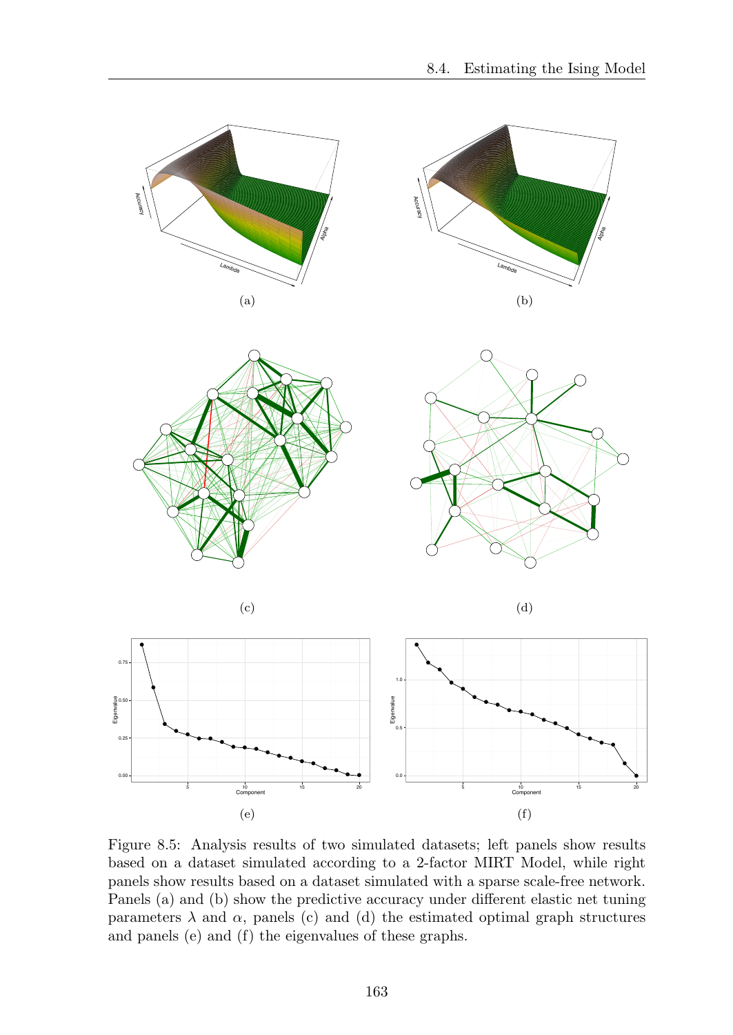(a)

(b)

(c)

(d)

(e)

(f)

Figure 8.5: Analysis results of two simulated datasets; left panels show results based on a dataset simulated according to a 2-factor MIRT Model, while right panels show results based on a dataset simulated with a sparse scale-free network. Panels (a) and (b) show the predictive accuracy under different elastic net tuning parameters $\lambda$ and $\alpha$, panels (c) and (d) the estimated optimal graph structures and panels (e) and (f) the eigenvalues of these graphs.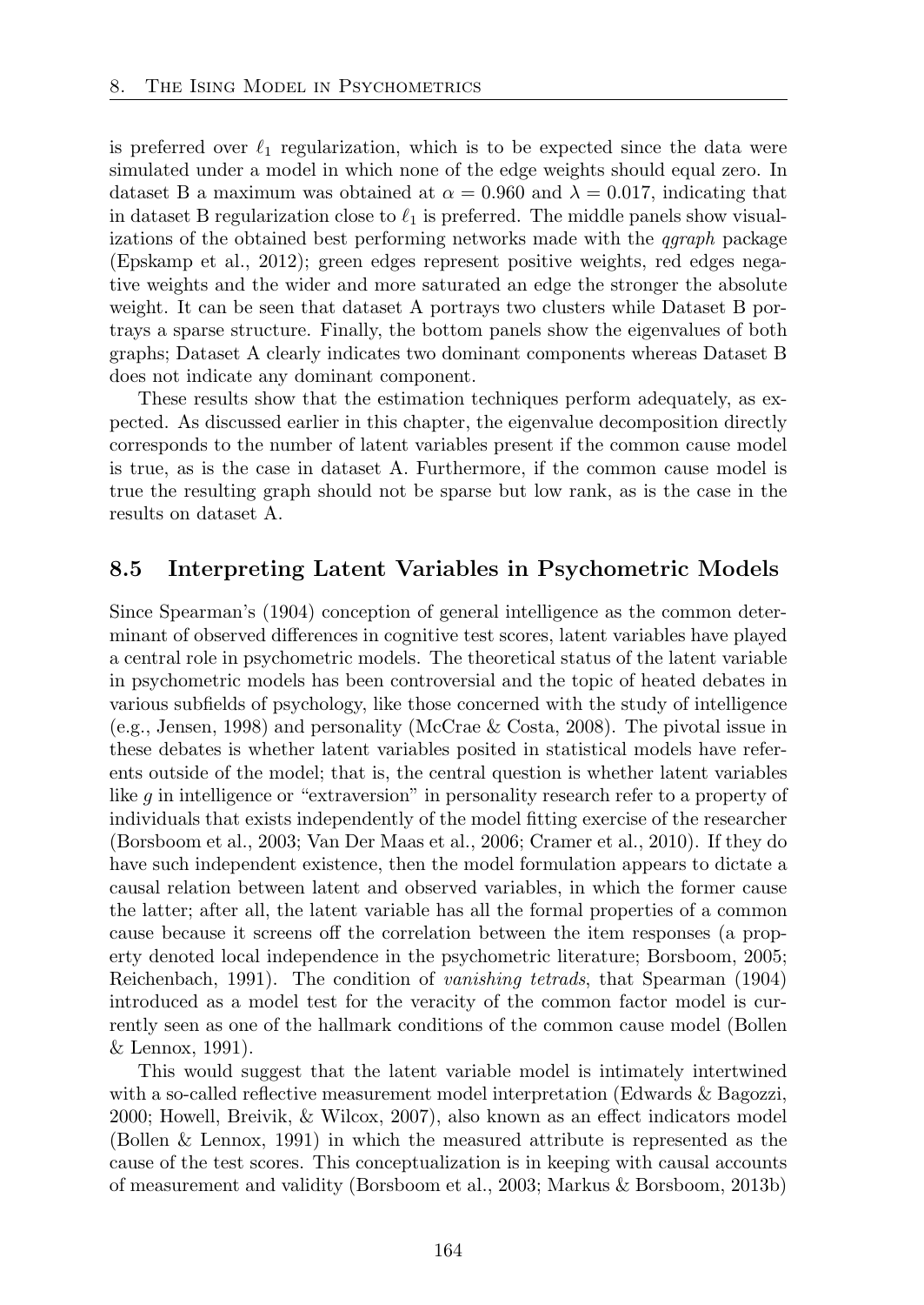is preferred over $\ell_1$ regularization, which is to be expected since the data were simulated under a model in which none of the edge weights should equal zero. In dataset B a maximum was obtained at $\alpha = 0.960$ and $\lambda = 0.017$, indicating that in dataset B regularization close to $\ell_1$ is preferred. The middle panels show visualizations of the obtained best performing networks made with the *qgraph* package (Epskamp et al., 2012); green edges represent positive weights, red edges negative weights and the wider and more saturated an edge the stronger the absolute weight. It can be seen that dataset A portrays two clusters while Dataset B portrays a sparse structure. Finally, the bottom panels show the eigenvalues of both graphs; Dataset A clearly indicates two dominant components whereas Dataset B does not indicate any dominant component.

These results show that the estimation techniques perform adequately, as expected. As discussed earlier in this chapter, the eigenvalue decomposition directly corresponds to the number of latent variables present if the common cause model is true, as is the case in dataset A. Furthermore, if the common cause model is true the resulting graph should not be sparse but low rank, as is the case in the results on dataset A.

## 8.5 Interpreting Latent Variables in Psychometric Models

Since Spearman's (1904) conception of general intelligence as the common determinant of observed differences in cognitive test scores, latent variables have played a central role in psychometric models. The theoretical status of the latent variable in psychometric models has been controversial and the topic of heated debates in various subfields of psychology, like those concerned with the study of intelligence (e.g., Jensen, 1998) and personality (McCrae & Costa, 2008). The pivotal issue in these debates is whether latent variables posited in statistical models have referents outside of the model; that is, the central question is whether latent variables like $g$ in intelligence or "extraversion" in personality research refer to a property of individuals that exists independently of the model fitting exercise of the researcher (Borsboom et al., 2003; Van Der Maas et al., 2006; Cramer et al., 2010). If they do have such independent existence, then the model formulation appears to dictate a causal relation between latent and observed variables, in which the former cause the latter; after all, the latent variable has all the formal properties of a common cause because it screens off the correlation between the item responses (a property denoted local independence in the psychometric literature; Borsboom, 2005; Reichenbach, 1991). The condition of *vanishing tetrads*, that Spearman (1904) introduced as a model test for the veracity of the common factor model is currently seen as one of the hallmark conditions of the common cause model (Bollen & Lennox, 1991).

This would suggest that the latent variable model is intimately intertwined with a so-called reflective measurement model interpretation (Edwards & Bagozzi, 2000; Howell, Breivik, & Wilcox, 2007), also known as an effect indicators model (Bollen & Lennox, 1991) in which the measured attribute is represented as the cause of the test scores. This conceptualization is in keeping with causal accounts of measurement and validity (Borsboom et al., 2003; Markus & Borsboom, 2013b)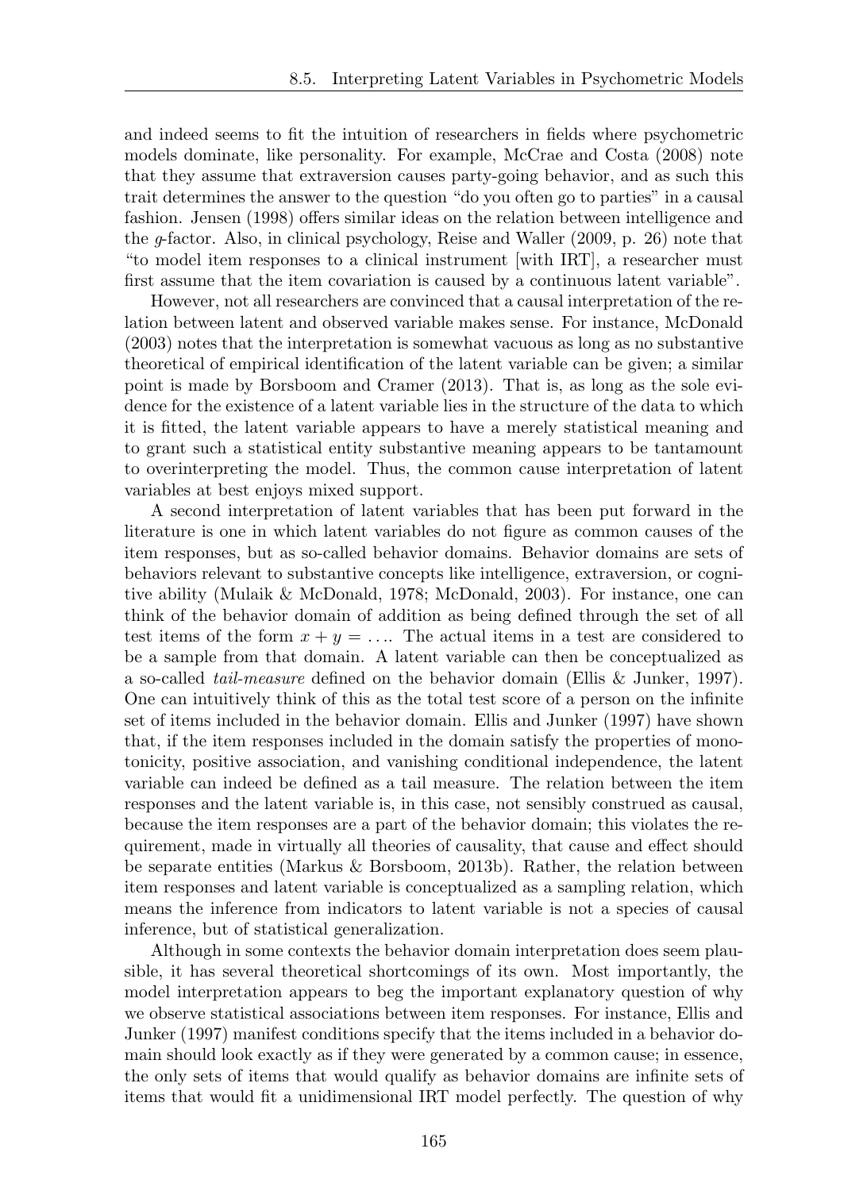and indeed seems to fit the intuition of researchers in fields where psychometric models dominate, like personality. For example, McCrae and Costa (2008) note that they assume that extraversion causes party-going behavior, and as such this trait determines the answer to the question "do you often go to parties" in a causal fashion. Jensen (1998) offers similar ideas on the relation between intelligence and the $g$-factor. Also, in clinical psychology, Reise and Waller (2009, p. 26) note that "to model item responses to a clinical instrument [with IRT], a researcher must first assume that the item covariation is caused by a continuous latent variable".

However, not all researchers are convinced that a causal interpretation of the relation between latent and observed variable makes sense. For instance, McDonald (2003) notes that the interpretation is somewhat vacuous as long as no substantive theoretical of empirical identification of the latent variable can be given; a similar point is made by Borsboom and Cramer (2013). That is, as long as the sole evidence for the existence of a latent variable lies in the structure of the data to which it is fitted, the latent variable appears to have a merely statistical meaning and to grant such a statistical entity substantive meaning appears to be tantamount to overinterpreting the model. Thus, the common cause interpretation of latent variables at best enjoys mixed support.

A second interpretation of latent variables that has been put forward in the literature is one in which latent variables do not figure as common causes of the item responses, but as so-called behavior domains. Behavior domains are sets of behaviors relevant to substantive concepts like intelligence, extraversion, or cognitive ability (Mulaik & McDonald, 1978; McDonald, 2003). For instance, one can think of the behavior domain of addition as being defined through the set of all test items of the form $x + y = \ldots$. The actual items in a test are considered to be a sample from that domain. A latent variable can then be conceptualized as a so-called *tail-measure* defined on the behavior domain (Ellis & Junker, 1997). One can intuitively think of this as the total test score of a person on the infinite set of items included in the behavior domain. Ellis and Junker (1997) have shown that, if the item responses included in the domain satisfy the properties of monotonicity, positive association, and vanishing conditional independence, the latent variable can indeed be defined as a tail measure. The relation between the item responses and the latent variable is, in this case, not sensibly construed as causal, because the item responses are a part of the behavior domain; this violates the requirement, made in virtually all theories of causality, that cause and effect should be separate entities (Markus & Borsboom, 2013b). Rather, the relation between item responses and latent variable is conceptualized as a sampling relation, which means the inference from indicators to latent variable is not a species of causal inference, but of statistical generalization.

Although in some contexts the behavior domain interpretation does seem plausible, it has several theoretical shortcomings of its own. Most importantly, the model interpretation appears to beg the important explanatory question of why we observe statistical associations between item responses. For instance, Ellis and Junker (1997) manifest conditions specify that the items included in a behavior domain should look exactly as if they were generated by a common cause; in essence, the only sets of items that would qualify as behavior domains are infinite sets of items that would fit a unidimensional IRT model perfectly. The question of why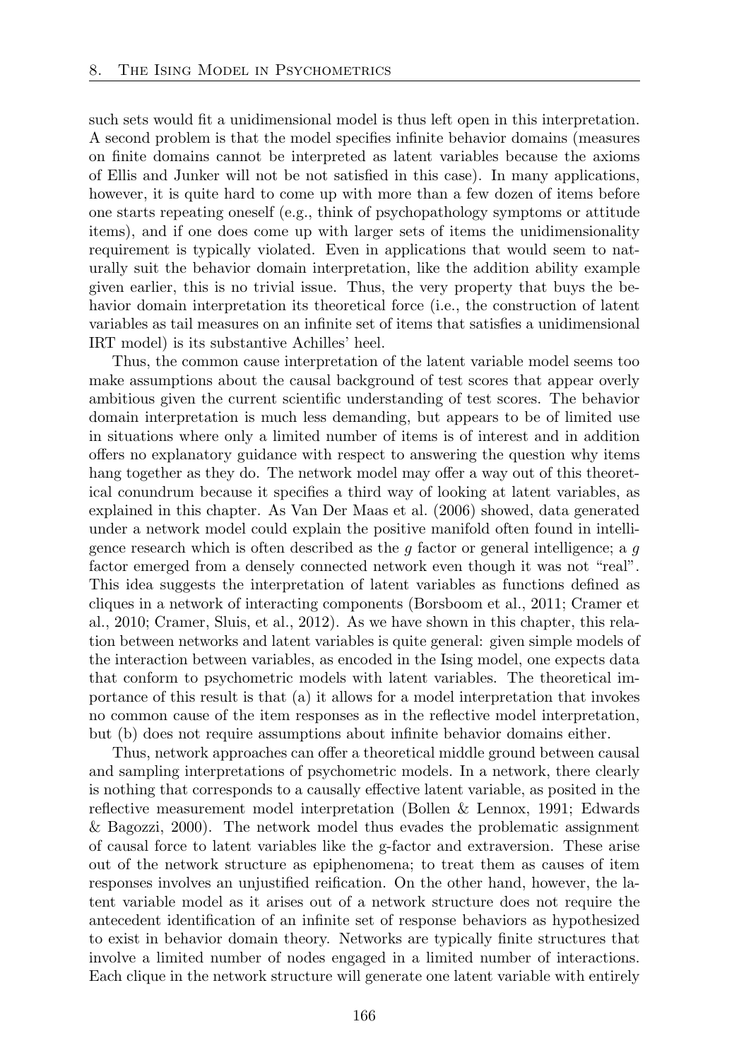such sets would fit a unidimensional model is thus left open in this interpretation. A second problem is that the model specifies infinite behavior domains (measures on finite domains cannot be interpreted as latent variables because the axioms of Ellis and Junker will not be not satisfied in this case). In many applications, however, it is quite hard to come up with more than a few dozen of items before one starts repeating oneself (e.g., think of psychopathology symptoms or attitude items), and if one does come up with larger sets of items the unidimensionality requirement is typically violated. Even in applications that would seem to naturally suit the behavior domain interpretation, like the addition ability example given earlier, this is no trivial issue. Thus, the very property that buys the behavior domain interpretation its theoretical force (i.e., the construction of latent variables as tail measures on an infinite set of items that satisfies a unidimensional IRT model) is its substantive Achilles' heel.

Thus, the common cause interpretation of the latent variable model seems too make assumptions about the causal background of test scores that appear overly ambitious given the current scientific understanding of test scores. The behavior domain interpretation is much less demanding, but appears to be of limited use in situations where only a limited number of items is of interest and in addition offers no explanatory guidance with respect to answering the question why items hang together as they do. The network model may offer a way out of this theoretical conundrum because it specifies a third way of looking at latent variables, as explained in this chapter. As Van Der Maas et al. (2006) showed, data generated under a network model could explain the positive manifold often found in intelligence research which is often described as the $g$ factor or general intelligence; a $g$ factor emerged from a densely connected network even though it was not "real". This idea suggests the interpretation of latent variables as functions defined as cliques in a network of interacting components (Borsboom et al., 2011; Cramer et al., 2010; Cramer, Sluis, et al., 2012). As we have shown in this chapter, this relation between networks and latent variables is quite general: given simple models of the interaction between variables, as encoded in the Ising model, one expects data that conform to psychometric models with latent variables. The theoretical importance of this result is that (a) it allows for a model interpretation that invokes no common cause of the item responses as in the reflective model interpretation, but (b) does not require assumptions about infinite behavior domains either.

Thus, network approaches can offer a theoretical middle ground between causal and sampling interpretations of psychometric models. In a network, there clearly is nothing that corresponds to a causally effective latent variable, as posited in the reflective measurement model interpretation (Bollen & Lennox, 1991; Edwards & Bagozzi, 2000). The network model thus evades the problematic assignment of causal force to latent variables like the g-factor and extraversion. These arise out of the network structure as epiphenomena; to treat them as causes of item responses involves an unjustified reification. On the other hand, however, the latent variable model as it arises out of a network structure does not require the antecedent identification of an infinite set of response behaviors as hypothesized to exist in behavior domain theory. Networks are typically finite structures that involve a limited number of nodes engaged in a limited number of interactions. Each clique in the network structure will generate one latent variable with entirely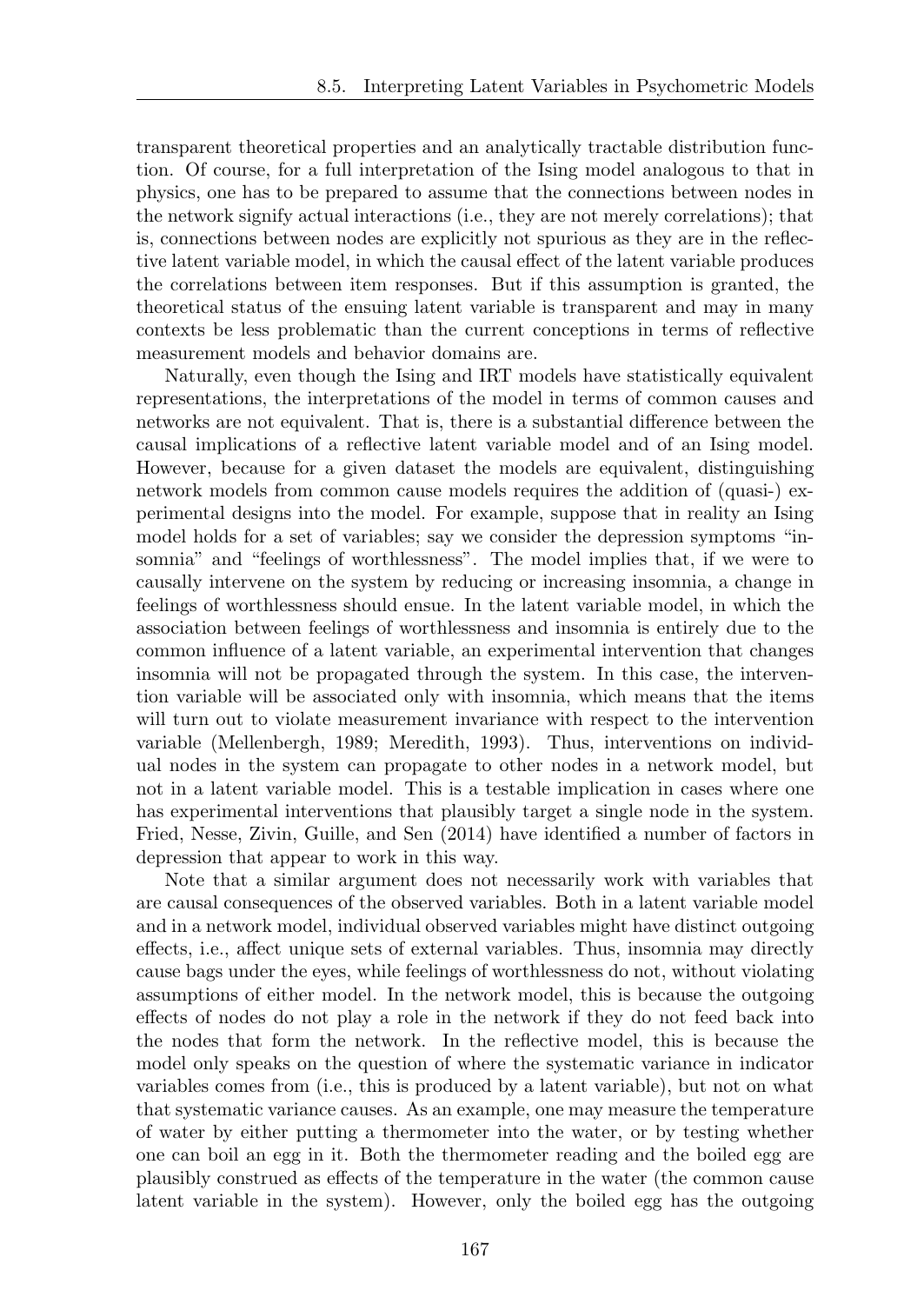transparent theoretical properties and an analytically tractable distribution function. Of course, for a full interpretation of the Ising model analogous to that in physics, one has to be prepared to assume that the connections between nodes in the network signify actual interactions (i.e., they are not merely correlations); that is, connections between nodes are explicitly not spurious as they are in the reflective latent variable model, in which the causal effect of the latent variable produces the correlations between item responses. But if this assumption is granted, the theoretical status of the ensuing latent variable is transparent and may in many contexts be less problematic than the current conceptions in terms of reflective measurement models and behavior domains are.

Naturally, even though the Ising and IRT models have statistically equivalent representations, the interpretations of the model in terms of common causes and networks are not equivalent. That is, there is a substantial difference between the causal implications of a reflective latent variable model and of an Ising model. However, because for a given dataset the models are equivalent, distinguishing network models from common cause models requires the addition of (quasi-) experimental designs into the model. For example, suppose that in reality an Ising model holds for a set of variables; say we consider the depression symptoms "insomnia" and "feelings of worthlessness". The model implies that, if we were to causally intervene on the system by reducing or increasing insomnia, a change in feelings of worthlessness should ensue. In the latent variable model, in which the association between feelings of worthlessness and insomnia is entirely due to the common influence of a latent variable, an experimental intervention that changes insomnia will not be propagated through the system. In this case, the intervention variable will be associated only with insomnia, which means that the items will turn out to violate measurement invariance with respect to the intervention variable (Mellenbergh, 1989; Meredith, 1993). Thus, interventions on individual nodes in the system can propagate to other nodes in a network model, but not in a latent variable model. This is a testable implication in cases where one has experimental interventions that plausibly target a single node in the system. Fried, Nesse, Zivin, Guille, and Sen (2014) have identified a number of factors in depression that appear to work in this way.

Note that a similar argument does not necessarily work with variables that are causal consequences of the observed variables. Both in a latent variable model and in a network model, individual observed variables might have distinct outgoing effects, i.e., affect unique sets of external variables. Thus, insomnia may directly cause bags under the eyes, while feelings of worthlessness do not, without violating assumptions of either model. In the network model, this is because the outgoing effects of nodes do not play a role in the network if they do not feed back into the nodes that form the network. In the reflective model, this is because the model only speaks on the question of where the systematic variance in indicator variables comes from (i.e., this is produced by a latent variable), but not on what that systematic variance causes. As an example, one may measure the temperature of water by either putting a thermometer into the water, or by testing whether one can boil an egg in it. Both the thermometer reading and the boiled egg are plausibly construed as effects of the temperature in the water (the common cause latent variable in the system). However, only the boiled egg has the outgoing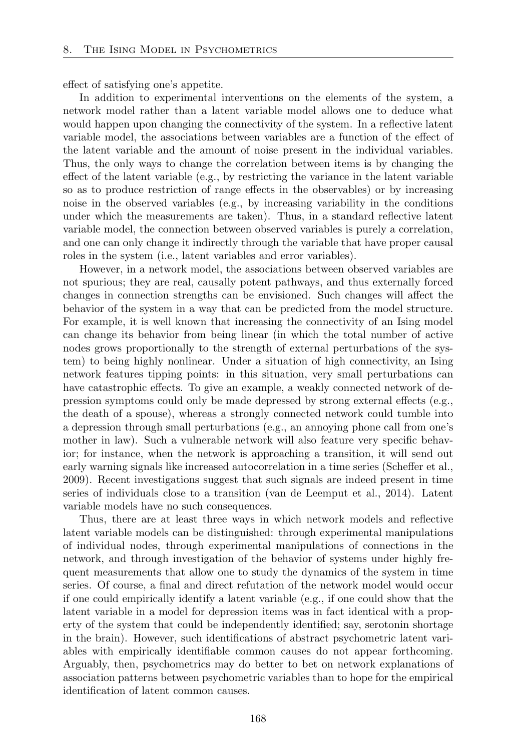effect of satisfying one's appetite.

In addition to experimental interventions on the elements of the system, a network model rather than a latent variable model allows one to deduce what would happen upon changing the connectivity of the system. In a reflective latent variable model, the associations between variables are a function of the effect of the latent variable and the amount of noise present in the individual variables. Thus, the only ways to change the correlation between items is by changing the effect of the latent variable (e.g., by restricting the variance in the latent variable so as to produce restriction of range effects in the observables) or by increasing noise in the observed variables (e.g., by increasing variability in the conditions under which the measurements are taken). Thus, in a standard reflective latent variable model, the connection between observed variables is purely a correlation, and one can only change it indirectly through the variable that have proper causal roles in the system (i.e., latent variables and error variables).

However, in a network model, the associations between observed variables are not spurious; they are real, causally potent pathways, and thus externally forced changes in connection strengths can be envisioned. Such changes will affect the behavior of the system in a way that can be predicted from the model structure. For example, it is well known that increasing the connectivity of an Ising model can change its behavior from being linear (in which the total number of active nodes grows proportionally to the strength of external perturbations of the system) to being highly nonlinear. Under a situation of high connectivity, an Ising network features tipping points: in this situation, very small perturbations can have catastrophic effects. To give an example, a weakly connected network of depression symptoms could only be made depressed by strong external effects (e.g., the death of a spouse), whereas a strongly connected network could tumble into a depression through small perturbations (e.g., an annoying phone call from one's mother in law). Such a vulnerable network will also feature very specific behavior; for instance, when the network is approaching a transition, it will send out early warning signals like increased autocorrelation in a time series (Scheffer et al., 2009). Recent investigations suggest that such signals are indeed present in time series of individuals close to a transition (van de Leemput et al., 2014). Latent variable models have no such consequences.

Thus, there are at least three ways in which network models and reflective latent variable models can be distinguished: through experimental manipulations of individual nodes, through experimental manipulations of connections in the network, and through investigation of the behavior of systems under highly frequent measurements that allow one to study the dynamics of the system in time series. Of course, a final and direct refutation of the network model would occur if one could empirically identify a latent variable (e.g., if one could show that the latent variable in a model for depression items was in fact identical with a property of the system that could be independently identified; say, serotonin shortage in the brain). However, such identifications of abstract psychometric latent variables with empirically identifiable common causes do not appear forthcoming. Arguably, then, psychometrics may do better to bet on network explanations of association patterns between psychometric variables than to hope for the empirical identification of latent common causes.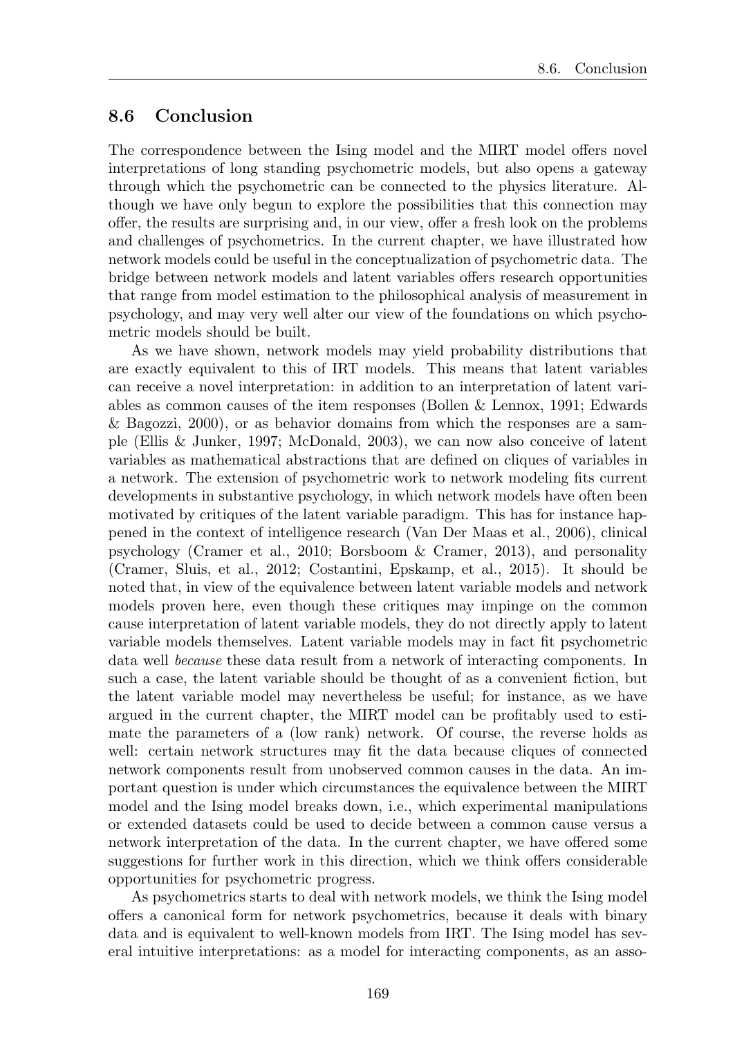## 8.6 Conclusion

The correspondence between the Ising model and the MIRT model offers novel interpretations of long standing psychometric models, but also opens a gateway through which the psychometric can be connected to the physics literature. Although we have only begun to explore the possibilities that this connection may offer, the results are surprising and, in our view, offer a fresh look on the problems and challenges of psychometrics. In the current chapter, we have illustrated how network models could be useful in the conceptualization of psychometric data. The bridge between network models and latent variables offers research opportunities that range from model estimation to the philosophical analysis of measurement in psychology, and may very well alter our view of the foundations on which psychometric models should be built.

As we have shown, network models may yield probability distributions that are exactly equivalent to this of IRT models. This means that latent variables can receive a novel interpretation: in addition to an interpretation of latent variables as common causes of the item responses (Bollen & Lennox, 1991; Edwards & Bagozzi, 2000), or as behavior domains from which the responses are a sample (Ellis & Junker, 1997; McDonald, 2003), we can now also conceive of latent variables as mathematical abstractions that are defined on cliques of variables in a network. The extension of psychometric work to network modeling fits current developments in substantive psychology, in which network models have often been motivated by critiques of the latent variable paradigm. This has for instance happened in the context of intelligence research (Van Der Maas et al., 2006), clinical psychology (Cramer et al., 2010; Borsboom & Cramer, 2013), and personality (Cramer, Sluis, et al., 2012; Costantini, Epskamp, et al., 2015). It should be noted that, in view of the equivalence between latent variable models and network models proven here, even though these critiques may impinge on the common cause interpretation of latent variable models, they do not directly apply to latent variable models themselves. Latent variable models may in fact fit psychometric data well *because* these data result from a network of interacting components. In such a case, the latent variable should be thought of as a convenient fiction, but the latent variable model may nevertheless be useful; for instance, as we have argued in the current chapter, the MIRT model can be profitably used to estimate the parameters of a (low rank) network. Of course, the reverse holds as well: certain network structures may fit the data because cliques of connected network components result from unobserved common causes in the data. An important question is under which circumstances the equivalence between the MIRT model and the Ising model breaks down, i.e., which experimental manipulations or extended datasets could be used to decide between a common cause versus a network interpretation of the data. In the current chapter, we have offered some suggestions for further work in this direction, which we think offers considerable opportunities for psychometric progress.

As psychometrics starts to deal with network models, we think the Ising model offers a canonical form for network psychometrics, because it deals with binary data and is equivalent to well-known models from IRT. The Ising model has several intuitive interpretations: as a model for interacting components, as an asso-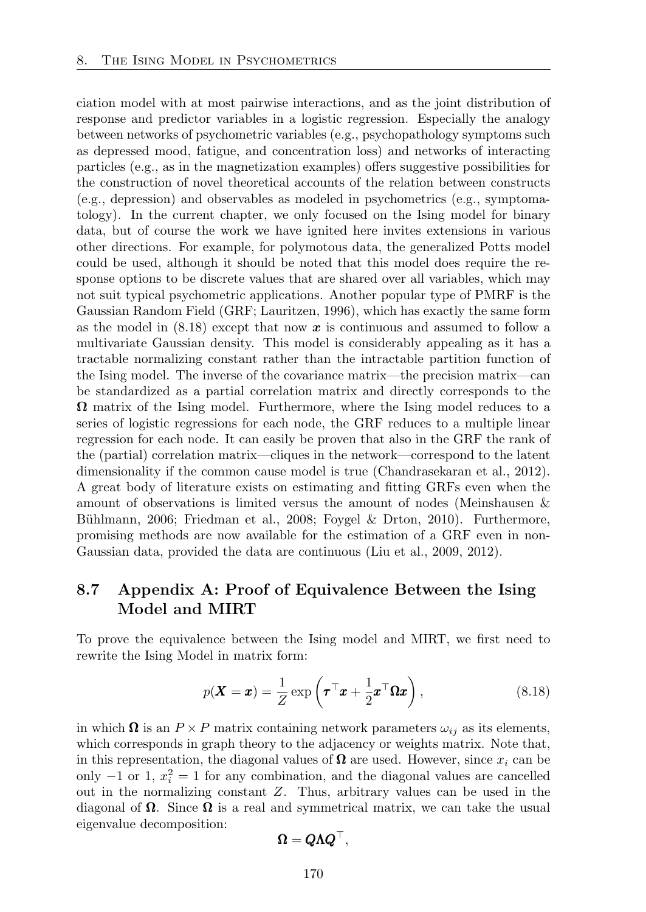ciation model with at most pairwise interactions, and as the joint distribution of response and predictor variables in a logistic regression. Especially the analogy between networks of psychometric variables (e.g., psychopathology symptoms such as depressed mood, fatigue, and concentration loss) and networks of interacting particles (e.g., as in the magnetization examples) offers suggestive possibilities for the construction of novel theoretical accounts of the relation between constructs (e.g., depression) and observables as modeled in psychometrics (e.g., symptomatology). In the current chapter, we only focused on the Ising model for binary data, but of course the work we have ignited here invites extensions in various other directions. For example, for polymotous data, the generalized Potts model could be used, although it should be noted that this model does require the response options to be discrete values that are shared over all variables, which may not suit typical psychometric applications. Another popular type of PMRF is the Gaussian Random Field (GRF; Lauritzen, 1996), which has exactly the same form as the model in (8.18) except that now $\boldsymbol{x}$ is continuous and assumed to follow a multivariate Gaussian density. This model is considerably appealing as it has a tractable normalizing constant rather than the intractable partition function of the Ising model. The inverse of the covariance matrix—the precision matrix—can be standardized as a partial correlation matrix and directly corresponds to the $\boldsymbol{\Omega}$ matrix of the Ising model. Furthermore, where the Ising model reduces to a series of logistic regressions for each node, the GRF reduces to a multiple linear regression for each node. It can easily be proven that also in the GRF the rank of the (partial) correlation matrix—cliques in the network—correspond to the latent dimensionality if the common cause model is true (Chandrasekaran et al., 2012). A great body of literature exists on estimating and fitting GRFs even when the amount of observations is limited versus the amount of nodes (Meinshausen & Bühlmann, 2006; Friedman et al., 2008; Foygel & Drton, 2010). Furthermore, promising methods are now available for the estimation of a GRF even in non-Gaussian data, provided the data are continuous (Liu et al., 2009, 2012).

## 8.7 Appendix A: Proof of Equivalence Between the Ising Model and MIRT

To prove the equivalence between the Ising model and MIRT, we first need to rewrite the Ising Model in matrix form:

$$p(\boldsymbol{X} = \boldsymbol{x}) = \frac{1}{Z} \exp\left(\boldsymbol{\tau}^\top \boldsymbol{x} + \frac{1}{2}\boldsymbol{x}^\top \boldsymbol{\Omega} \boldsymbol{x}\right), \tag{8.18}$$

in which $\boldsymbol{\Omega}$ is an $P \times P$ matrix containing network parameters $\omega_{ij}$ as its elements, which corresponds in graph theory to the adjacency or weights matrix. Note that, in this representation, the diagonal values of $\boldsymbol{\Omega}$ are used. However, since $x_i$ can be only $-1$ or 1, $x_i^2 = 1$ for any combination, and the diagonal values are cancelled out in the normalizing constant $Z$. Thus, arbitrary values can be used in the diagonal of $\boldsymbol{\Omega}$. Since $\boldsymbol{\Omega}$ is a real and symmetrical matrix, we can take the usual eigenvalue decomposition:

$$\boldsymbol{\Omega} = \boldsymbol{Q}\boldsymbol{\Lambda}\boldsymbol{Q}^\top,$$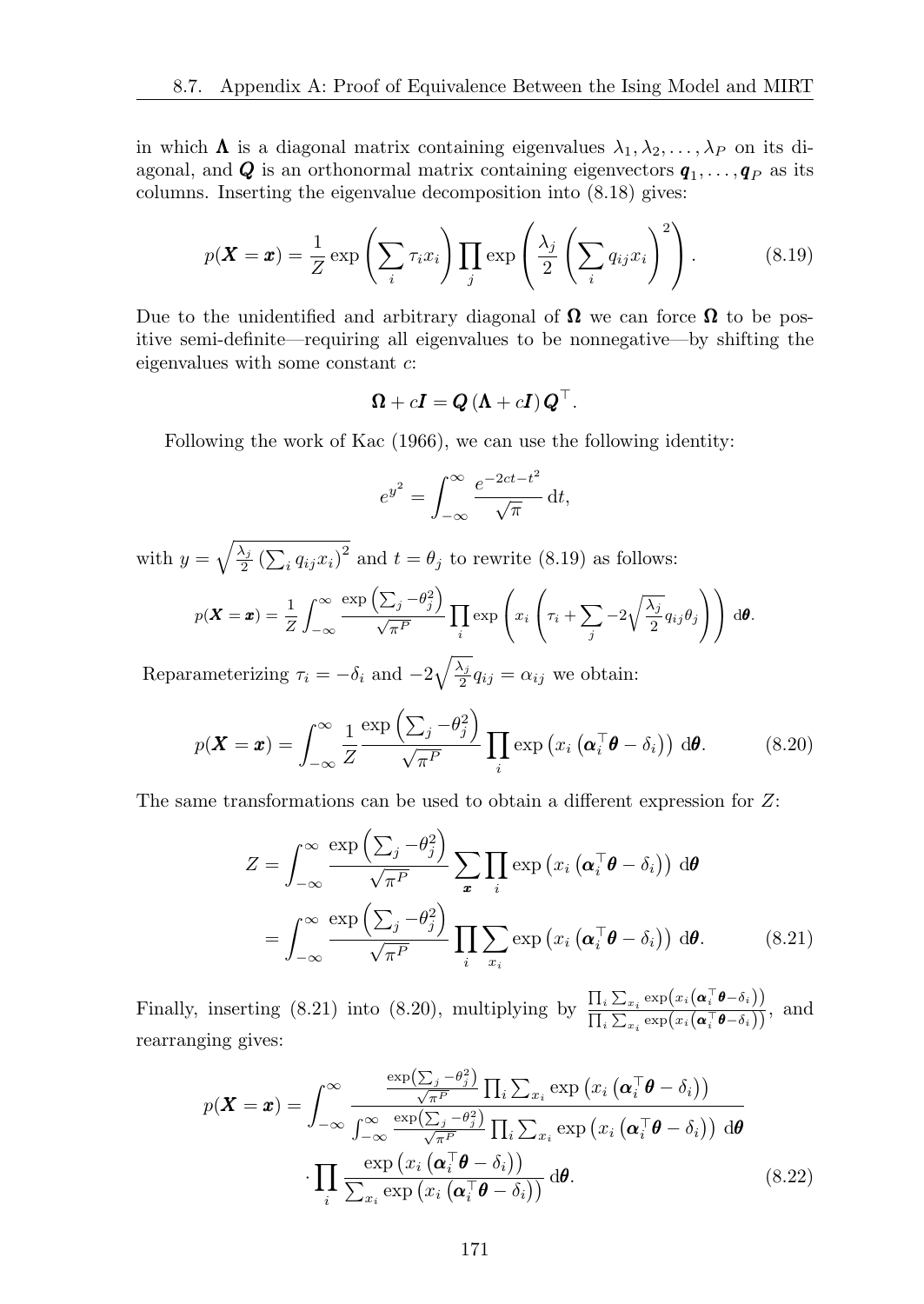in which $\boldsymbol{\Lambda}$ is a diagonal matrix containing eigenvalues $\lambda_1, \lambda_2, \ldots, \lambda_P$ on its diagonal, and $\boldsymbol{Q}$ is an orthonormal matrix containing eigenvectors $\boldsymbol{q}_1, \ldots, \boldsymbol{q}_P$ as its columns. Inserting the eigenvalue decomposition into (8.18) gives:

$$p(\boldsymbol{X} = \boldsymbol{x}) = \frac{1}{Z} \exp\left(\sum_i \tau_i x_i\right) \prod_j \exp\left(\frac{\lambda_j}{2}\left(\sum_i q_{ij} x_i\right)^2\right). \tag{8.19}$$

Due to the unidentified and arbitrary diagonal of $\boldsymbol{\Omega}$ we can force $\boldsymbol{\Omega}$ to be positive semi-definite—requiring all eigenvalues to be nonnegative—by shifting the eigenvalues with some constant $c$:

$$\boldsymbol{\Omega} + c\boldsymbol{I} = \boldsymbol{Q}\left(\boldsymbol{\Lambda} + c\boldsymbol{I}\right)\boldsymbol{Q}^\top.$$

Following the work of Kac (1966), we can use the following identity:

$$e^{y^2} = \int_{-\infty}^{\infty} \frac{e^{-2ct - t^2}}{\sqrt{\pi}} \, \mathrm{d}t,$$

with $y = \sqrt{\frac{\lambda_j}{2}\left(\sum_i q_{ij} x_i\right)^2}$ and $t = \theta_j$ to rewrite (8.19) as follows:

$$p(\boldsymbol{X} = \boldsymbol{x}) = \frac{1}{Z} \int_{-\infty}^{\infty} \frac{\exp\left(\sum_j -\theta_j^2\right)}{\sqrt{\pi^P}} \prod_i \exp\left(x_i \left(\tau_i + \sum_j -2\sqrt{\frac{\lambda_j}{2}} q_{ij} \theta_j\right)\right) \mathrm{d}\boldsymbol{\theta}.$$

Reparameterizing $\tau_i = -\delta_i$ and $-2\sqrt{\frac{\lambda_j}{2}} q_{ij} = \alpha_{ij}$ we obtain:

$$p(\boldsymbol{X} = \boldsymbol{x}) = \int_{-\infty}^{\infty} \frac{1}{Z} \frac{\exp\left(\sum_j -\theta_j^2\right)}{\sqrt{\pi^P}} \prod_i \exp\left(x_i \left(\boldsymbol{\alpha}_i^\top \boldsymbol{\theta} - \delta_i\right)\right) \mathrm{d}\boldsymbol{\theta}. \tag{8.20}$$

The same transformations can be used to obtain a different expression for $Z$:

$$\begin{aligned} Z &= \int_{-\infty}^{\infty} \frac{\exp\left(\sum_j -\theta_j^2\right)}{\sqrt{\pi^P}} \sum_{\boldsymbol{x}} \prod_i \exp\left(x_i \left(\boldsymbol{\alpha}_i^\top \boldsymbol{\theta} - \delta_i\right)\right) \mathrm{d}\boldsymbol{\theta} \\ &= \int_{-\infty}^{\infty} \frac{\exp\left(\sum_j -\theta_j^2\right)}{\sqrt{\pi^P}} \prod_i \sum_{x_i} \exp\left(x_i \left(\boldsymbol{\alpha}_i^\top \boldsymbol{\theta} - \delta_i\right)\right) \mathrm{d}\boldsymbol{\theta}. \end{aligned} \tag{8.21}$$

Finally, inserting (8.21) into (8.20), multiplying by $\frac{\prod_i \sum_{x_i} \exp\left(x_i\left(\boldsymbol{\alpha}_i^\top \boldsymbol{\theta} - \delta_i\right)\right)}{\prod_i \sum_{x_i} \exp\left(x_i\left(\boldsymbol{\alpha}_i^\top \boldsymbol{\theta} - \delta_i\right)\right)}$, and rearranging gives:

$$\begin{aligned} p(\boldsymbol{X} = \boldsymbol{x}) = \int_{-\infty}^{\infty} & \frac{\frac{\exp\left(\sum_j -\theta_j^2\right)}{\sqrt{\pi^P}} \prod_i \sum_{x_i} \exp\left(x_i \left(\boldsymbol{\alpha}_i^\top \boldsymbol{\theta} - \delta_i\right)\right)}{\int_{-\infty}^{\infty} \frac{\exp\left(\sum_j -\theta_j^2\right)}{\sqrt{\pi^P}} \prod_i \sum_{x_i} \exp\left(x_i \left(\boldsymbol{\alpha}_i^\top \boldsymbol{\theta} - \delta_i\right)\right) \mathrm{d}\boldsymbol{\theta}} \\ & \cdot \prod_i \frac{\exp\left(x_i \left(\boldsymbol{\alpha}_i^\top \boldsymbol{\theta} - \delta_i\right)\right)}{\sum_{x_i} \exp\left(x_i \left(\boldsymbol{\alpha}_i^\top \boldsymbol{\theta} - \delta_i\right)\right)} \mathrm{d}\boldsymbol{\theta}. \end{aligned} \tag{8.22}$$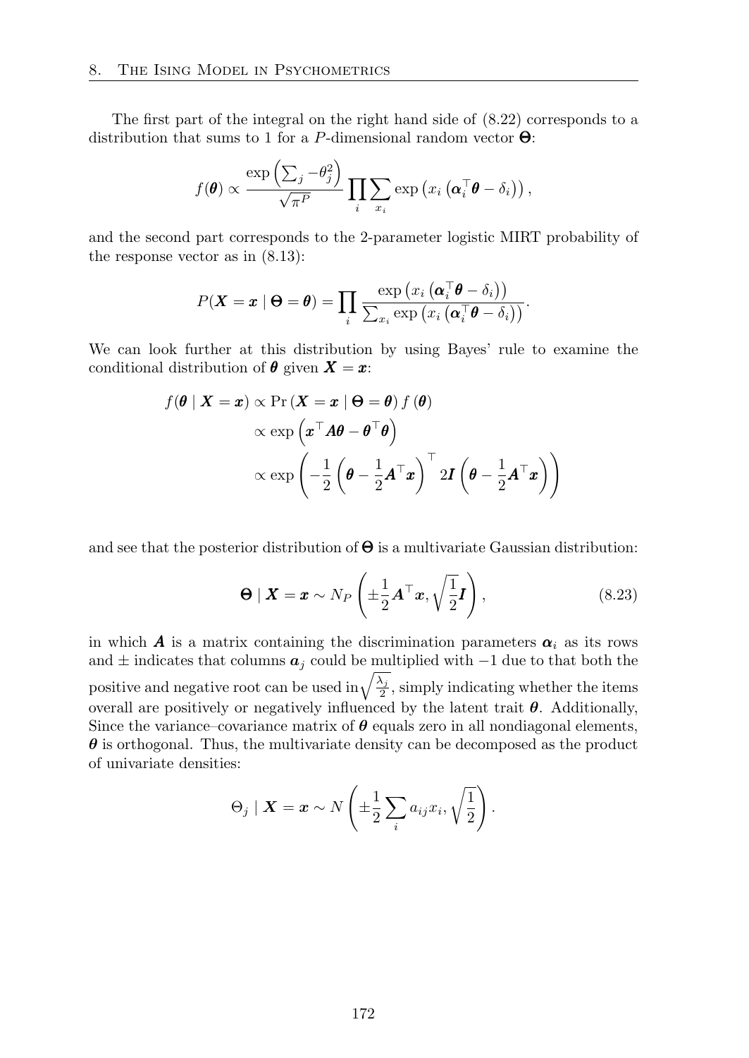The first part of the integral on the right hand side of (8.22) corresponds to a distribution that sums to 1 for a $P$-dimensional random vector $\boldsymbol{\Theta}$:

$$
f(\boldsymbol{\theta}) \propto \frac{\exp\left(\sum_j -\theta_j^2\right)}{\sqrt{\pi^P}} \prod_i \sum_{x_i} \exp\left(x_i \left(\boldsymbol{\alpha}_i^\top \boldsymbol{\theta} - \delta_i\right)\right),
$$

and the second part corresponds to the 2-parameter logistic MIRT probability of the response vector as in (8.13):

$$
P(\boldsymbol{X} = \boldsymbol{x} \mid \boldsymbol{\Theta} = \boldsymbol{\theta}) = \prod_i \frac{\exp\left(x_i \left(\boldsymbol{\alpha}_i^\top \boldsymbol{\theta} - \delta_i\right)\right)}{\sum_{x_i} \exp\left(x_i \left(\boldsymbol{\alpha}_i^\top \boldsymbol{\theta} - \delta_i\right)\right)}.
$$

We can look further at this distribution by using Bayes' rule to examine the conditional distribution of $\boldsymbol{\theta}$ given $\boldsymbol{X} = \boldsymbol{x}$:

$$
\begin{aligned}
f(\boldsymbol{\theta} \mid \boldsymbol{X} = \boldsymbol{x}) &\propto \Pr\left(\boldsymbol{X} = \boldsymbol{x} \mid \boldsymbol{\Theta} = \boldsymbol{\theta}\right) f\left(\boldsymbol{\theta}\right) \\
&\propto \exp\left(\boldsymbol{x}^\top \boldsymbol{A} \boldsymbol{\theta} - \boldsymbol{\theta}^\top \boldsymbol{\theta}\right) \\
&\propto \exp\left(-\frac{1}{2}\left(\boldsymbol{\theta} - \frac{1}{2}\boldsymbol{A}^\top \boldsymbol{x}\right)^\top 2\boldsymbol{I}\left(\boldsymbol{\theta} - \frac{1}{2}\boldsymbol{A}^\top \boldsymbol{x}\right)\right)
\end{aligned}
$$

and see that the posterior distribution of $\boldsymbol{\Theta}$ is a multivariate Gaussian distribution:

$$
\boldsymbol{\Theta} \mid \boldsymbol{X} = \boldsymbol{x} \sim N_P\left(\pm\frac{1}{2}\boldsymbol{A}^\top \boldsymbol{x}, \sqrt{\frac{1}{2}}\boldsymbol{I}\right), \tag{8.23}
$$

in which $\boldsymbol{A}$ is a matrix containing the discrimination parameters $\boldsymbol{\alpha}_i$ as its rows and $\pm$ indicates that columns $\boldsymbol{a}_j$ could be multiplied with $-1$ due to that both the positive and negative root can be used in $\sqrt{\frac{\lambda_j}{2}}$, simply indicating whether the items overall are positively or negatively influenced by the latent trait $\boldsymbol{\theta}$. Additionally, Since the variance–covariance matrix of $\boldsymbol{\theta}$ equals zero in all nondiagonal elements, $\boldsymbol{\theta}$ is orthogonal. Thus, the multivariate density can be decomposed as the product of univariate densities:

$$
\Theta_j \mid \boldsymbol{X} = \boldsymbol{x} \sim N\left(\pm\frac{1}{2}\sum_i a_{ij} x_i, \sqrt{\frac{1}{2}}\right).
$$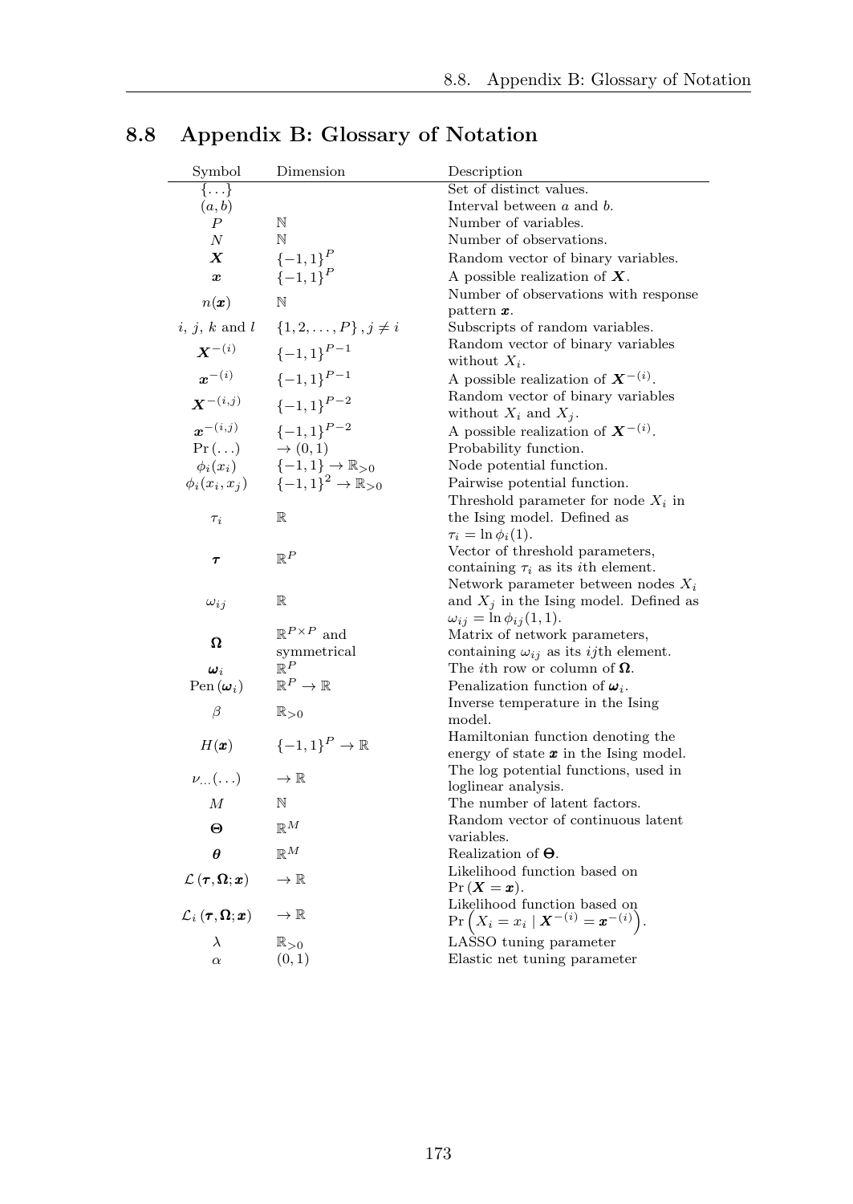## 8.8 Appendix B: Glossary of Notation

| Symbol | Dimension | Description |
|---|---|---|
| $\{\ldots\}$ | | Set of distinct values. |
| $(a, b)$ | | Interval between $a$ and $b$. |
| $P$ | $\mathbb{N}$ | Number of variables. |
| $N$ | $\mathbb{N}$ | Number of observations. |
| $\boldsymbol{X}$ | $\{-1,1\}^P$ | Random vector of binary variables. |
| $\boldsymbol{x}$ | $\{-1,1\}^P$ | A possible realization of $\boldsymbol{X}$. |
| $n(\boldsymbol{x})$ | $\mathbb{N}$ | Number of observations with response pattern $\boldsymbol{x}$. |
| $i$, $j$, $k$ and $l$ | $\{1, 2, \ldots, P\}, j \neq i$ | Subscripts of random variables. |
| $\boldsymbol{X}^{-(i)}$ | $\{-1,1\}^{P-1}$ | Random vector of binary variables without $X_i$. |
| $\boldsymbol{x}^{-(i)}$ | $\{-1,1\}^{P-1}$ | A possible realization of $\boldsymbol{X}^{-(i)}$. |
| $\boldsymbol{X}^{-(i,j)}$ | $\{-1,1\}^{P-2}$ | Random vector of binary variables without $X_i$ and $X_j$. |
| $\boldsymbol{x}^{-(i,j)}$ | $\{-1,1\}^{P-2}$ | A possible realization of $\boldsymbol{X}^{-(i)}$. |
| $\Pr(\ldots)$ | $\to (0,1)$ | Probability function. |
| $\phi_i(x_i)$ | $\{-1,1\} \to \mathbb{R}_{>0}$ | Node potential function. |
| $\phi_i(x_i, x_j)$ | $\{-1,1\}^2 \to \mathbb{R}_{>0}$ | Pairwise potential function. |
| $\tau_i$ | $\mathbb{R}$ | Threshold parameter for node $X_i$ in the Ising model. Defined as $\tau_i = \ln \phi_i(1)$. |
| $\boldsymbol{\tau}$ | $\mathbb{R}^P$ | Vector of threshold parameters, containing $\tau_i$ as its $i$th element. |
| $\omega_{ij}$ | $\mathbb{R}$ | Network parameter between nodes $X_i$ and $X_j$ in the Ising model. Defined as $\omega_{ij} = \ln \phi_{ij}(1, 1)$. |
| $\boldsymbol{\Omega}$ | $\mathbb{R}^{P \times P}$ and symmetrical | Matrix of network parameters, containing $\omega_{ij}$ as its $ij$th element. |
| $\boldsymbol{\omega}_i$ | $\mathbb{R}^P$ | The $i$th row or column of $\boldsymbol{\Omega}$. |
| $\mathrm{Pen}(\boldsymbol{\omega}_i)$ | $\mathbb{R}^P \to \mathbb{R}$ | Penalization function of $\boldsymbol{\omega}_i$. |
| $\beta$ | $\mathbb{R}_{>0}$ | Inverse temperature in the Ising model. |
| $H(\boldsymbol{x})$ | $\{-1,1\}^P \to \mathbb{R}$ | Hamiltonian function denoting the energy of state $\boldsymbol{x}$ in the Ising model. |
| $\nu_{\ldots}(\ldots)$ | $\to \mathbb{R}$ | The log potential functions, used in loglinear analysis. |
| $M$ | $\mathbb{N}$ | The number of latent factors. |
| $\boldsymbol{\Theta}$ | $\mathbb{R}^M$ | Random vector of continuous latent variables. |
| $\boldsymbol{\theta}$ | $\mathbb{R}^M$ | Realization of $\boldsymbol{\Theta}$. |
| $\mathcal{L}(\boldsymbol{\tau}, \boldsymbol{\Omega}; \boldsymbol{x})$ | $\to \mathbb{R}$ | Likelihood function based on $\Pr(\boldsymbol{X} = \boldsymbol{x})$. |
| $\mathcal{L}_i(\boldsymbol{\tau}, \boldsymbol{\Omega}; \boldsymbol{x})$ | $\to \mathbb{R}$ | Likelihood function based on $\Pr\left(X_i = x_i \mid \boldsymbol{X}^{-(i)} = \boldsymbol{x}^{-(i)}\right)$. |
| $\lambda$ | $\mathbb{R}_{>0}$ | LASSO tuning parameter |
| $\alpha$ | $(0,1)$ | Elastic net tuning parameter |